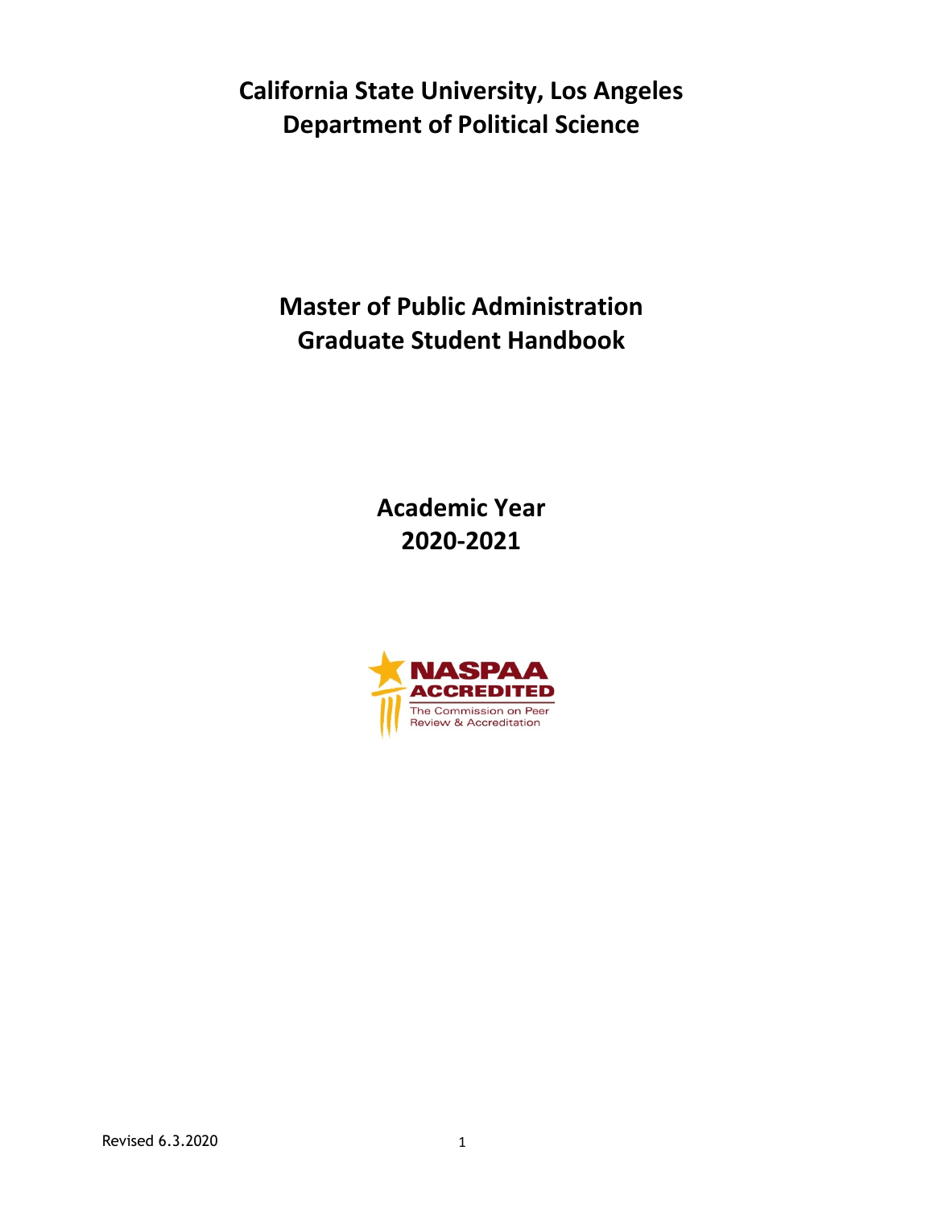# California State University, Los Angeles
# Department of Political Science

## Master of Public Administration
## Graduate Student Handbook

## Academic Year
## 2020-2021

NASPAA ACCREDITED
The Commission on Peer Review & Accreditation

Revised 6.3.2020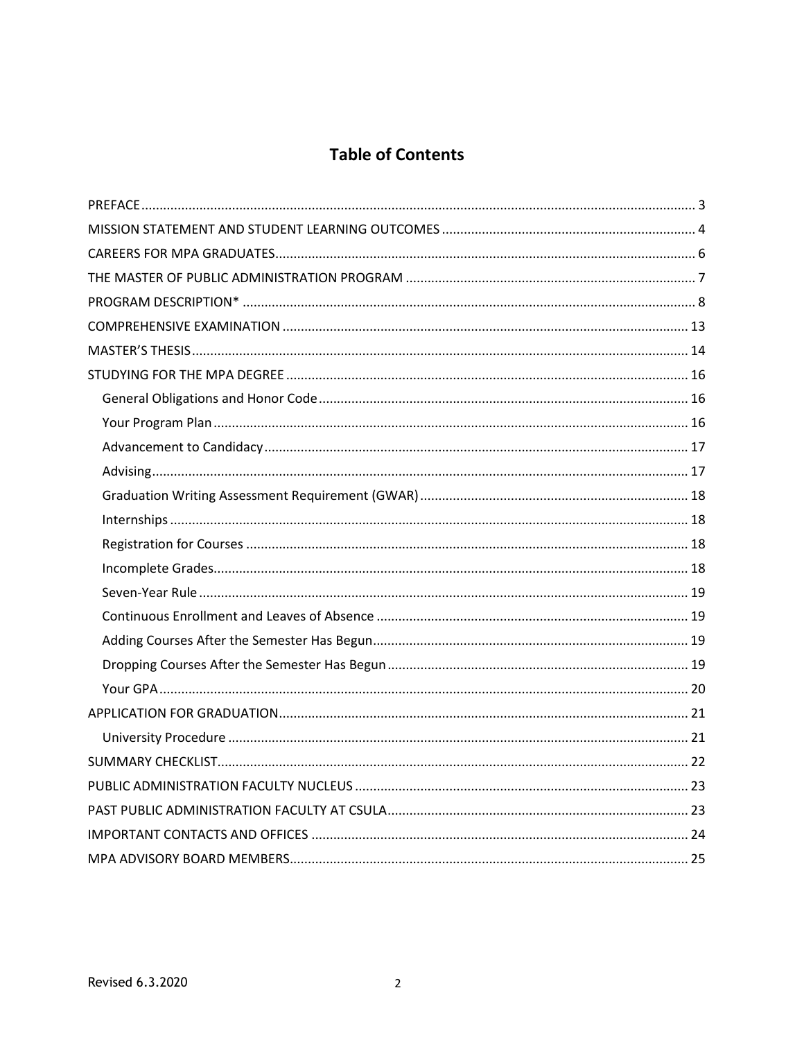# Table of Contents

- PREFACE ........ 3
- MISSION STATEMENT AND STUDENT LEARNING OUTCOMES ........ 4
- CAREERS FOR MPA GRADUATES ........ 6
- THE MASTER OF PUBLIC ADMINISTRATION PROGRAM ........ 7
- PROGRAM DESCRIPTION* ........ 8
- COMPREHENSIVE EXAMINATION ........ 13
- MASTER'S THESIS ........ 14
- STUDYING FOR THE MPA DEGREE ........ 16
  - General Obligations and Honor Code ........ 16
  - Your Program Plan ........ 16
  - Advancement to Candidacy ........ 17
  - Advising ........ 17
  - Graduation Writing Assessment Requirement (GWAR) ........ 18
  - Internships ........ 18
  - Registration for Courses ........ 18
  - Incomplete Grades ........ 18
  - Seven-Year Rule ........ 19
  - Continuous Enrollment and Leaves of Absence ........ 19
  - Adding Courses After the Semester Has Begun ........ 19
  - Dropping Courses After the Semester Has Begun ........ 19
  - Your GPA ........ 20
- APPLICATION FOR GRADUATION ........ 21
  - University Procedure ........ 21
- SUMMARY CHECKLIST ........ 22
- PUBLIC ADMINISTRATION FACULTY NUCLEUS ........ 23
- PAST PUBLIC ADMINISTRATION FACULTY AT CSULA ........ 23
- IMPORTANT CONTACTS AND OFFICES ........ 24
- MPA ADVISORY BOARD MEMBERS ........ 25

Revised 6.3.2020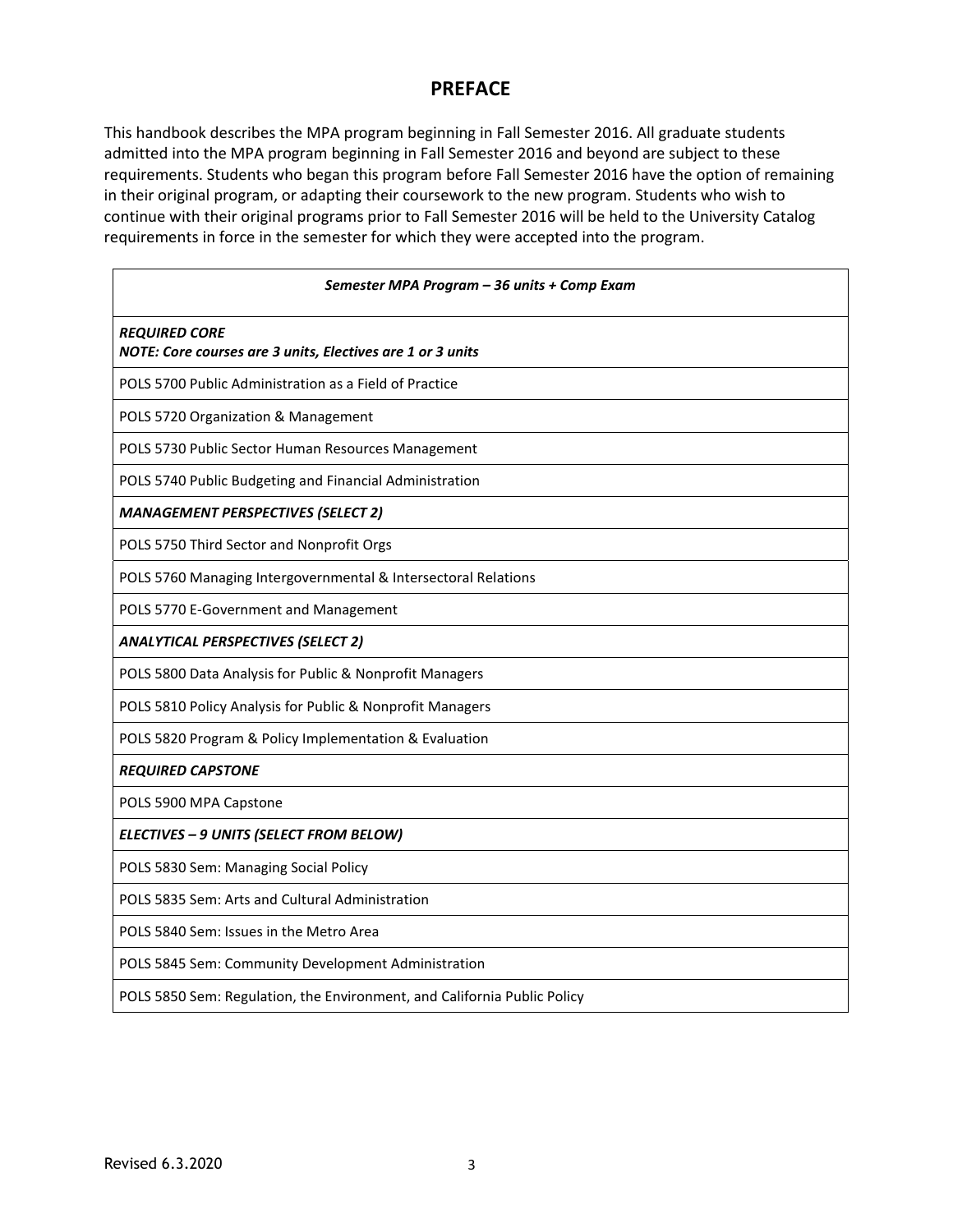# PREFACE

This handbook describes the MPA program beginning in Fall Semester 2016. All graduate students admitted into the MPA program beginning in Fall Semester 2016 and beyond are subject to these requirements. Students who began this program before Fall Semester 2016 have the option of remaining in their original program, or adapting their coursework to the new program. Students who wish to continue with their original programs prior to Fall Semester 2016 will be held to the University Catalog requirements in force in the semester for which they were accepted into the program.

| ***Semester MPA Program – 36 units + Comp Exam*** |
|---|
| ***REQUIRED CORE***<br>***NOTE: Core courses are 3 units, Electives are 1 or 3 units*** |
| POLS 5700 Public Administration as a Field of Practice |
| POLS 5720 Organization & Management |
| POLS 5730 Public Sector Human Resources Management |
| POLS 5740 Public Budgeting and Financial Administration |
| ***MANAGEMENT PERSPECTIVES (SELECT 2)*** |
| POLS 5750 Third Sector and Nonprofit Orgs |
| POLS 5760 Managing Intergovernmental & Intersectoral Relations |
| POLS 5770 E-Government and Management |
| ***ANALYTICAL PERSPECTIVES (SELECT 2)*** |
| POLS 5800 Data Analysis for Public & Nonprofit Managers |
| POLS 5810 Policy Analysis for Public & Nonprofit Managers |
| POLS 5820 Program & Policy Implementation & Evaluation |
| ***REQUIRED CAPSTONE*** |
| POLS 5900 MPA Capstone |
| ***ELECTIVES – 9 UNITS (SELECT FROM BELOW)*** |
| POLS 5830 Sem: Managing Social Policy |
| POLS 5835 Sem: Arts and Cultural Administration |
| POLS 5840 Sem: Issues in the Metro Area |
| POLS 5845 Sem: Community Development Administration |
| POLS 5850 Sem: Regulation, the Environment, and California Public Policy |

Revised 6.3.2020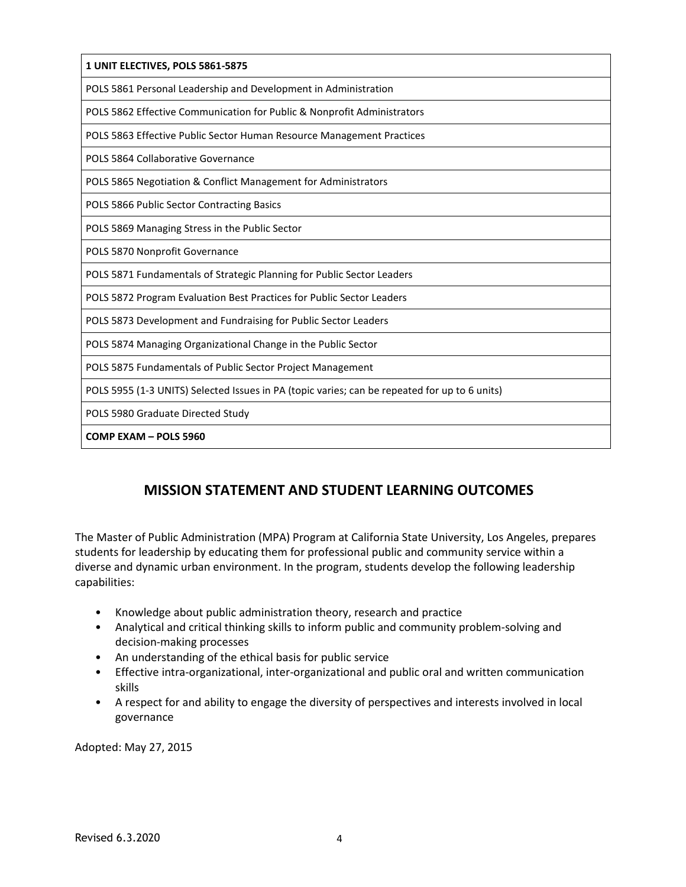| **1 UNIT ELECTIVES, POLS 5861-5875** |
| --- |
| POLS 5861 Personal Leadership and Development in Administration |
| POLS 5862 Effective Communication for Public & Nonprofit Administrators |
| POLS 5863 Effective Public Sector Human Resource Management Practices |
| POLS 5864 Collaborative Governance |
| POLS 5865 Negotiation & Conflict Management for Administrators |
| POLS 5866 Public Sector Contracting Basics |
| POLS 5869 Managing Stress in the Public Sector |
| POLS 5870 Nonprofit Governance |
| POLS 5871 Fundamentals of Strategic Planning for Public Sector Leaders |
| POLS 5872 Program Evaluation Best Practices for Public Sector Leaders |
| POLS 5873 Development and Fundraising for Public Sector Leaders |
| POLS 5874 Managing Organizational Change in the Public Sector |
| POLS 5875 Fundamentals of Public Sector Project Management |
| POLS 5955 (1-3 UNITS) Selected Issues in PA (topic varies; can be repeated for up to 6 units) |
| POLS 5980 Graduate Directed Study |
| **COMP EXAM – POLS 5960** |

## MISSION STATEMENT AND STUDENT LEARNING OUTCOMES

The Master of Public Administration (MPA) Program at California State University, Los Angeles, prepares students for leadership by educating them for professional public and community service within a diverse and dynamic urban environment. In the program, students develop the following leadership capabilities:

- Knowledge about public administration theory, research and practice
- Analytical and critical thinking skills to inform public and community problem-solving and decision-making processes
- An understanding of the ethical basis for public service
- Effective intra-organizational, inter-organizational and public oral and written communication skills
- A respect for and ability to engage the diversity of perspectives and interests involved in local governance

Adopted: May 27, 2015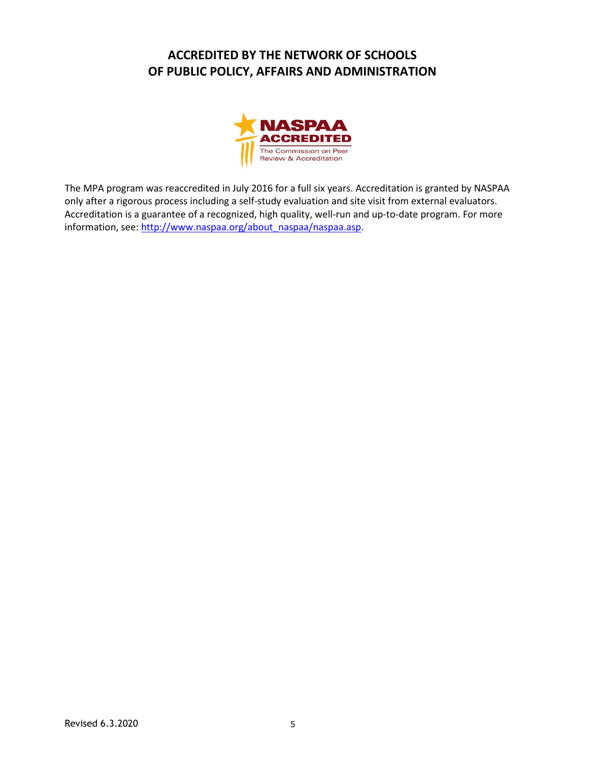# ACCREDITED BY THE NETWORK OF SCHOOLS OF PUBLIC POLICY, AFFAIRS AND ADMINISTRATION

NASPAA ACCREDITED
The Commission on Peer Review & Accreditation

The MPA program was reaccredited in July 2016 for a full six years. Accreditation is granted by NASPAA only after a rigorous process including a self-study evaluation and site visit from external evaluators. Accreditation is a guarantee of a recognized, high quality, well-run and up-to-date program. For more information, see: http://www.naspaa.org/about_naspaa/naspaa.asp.

Revised 6.3.2020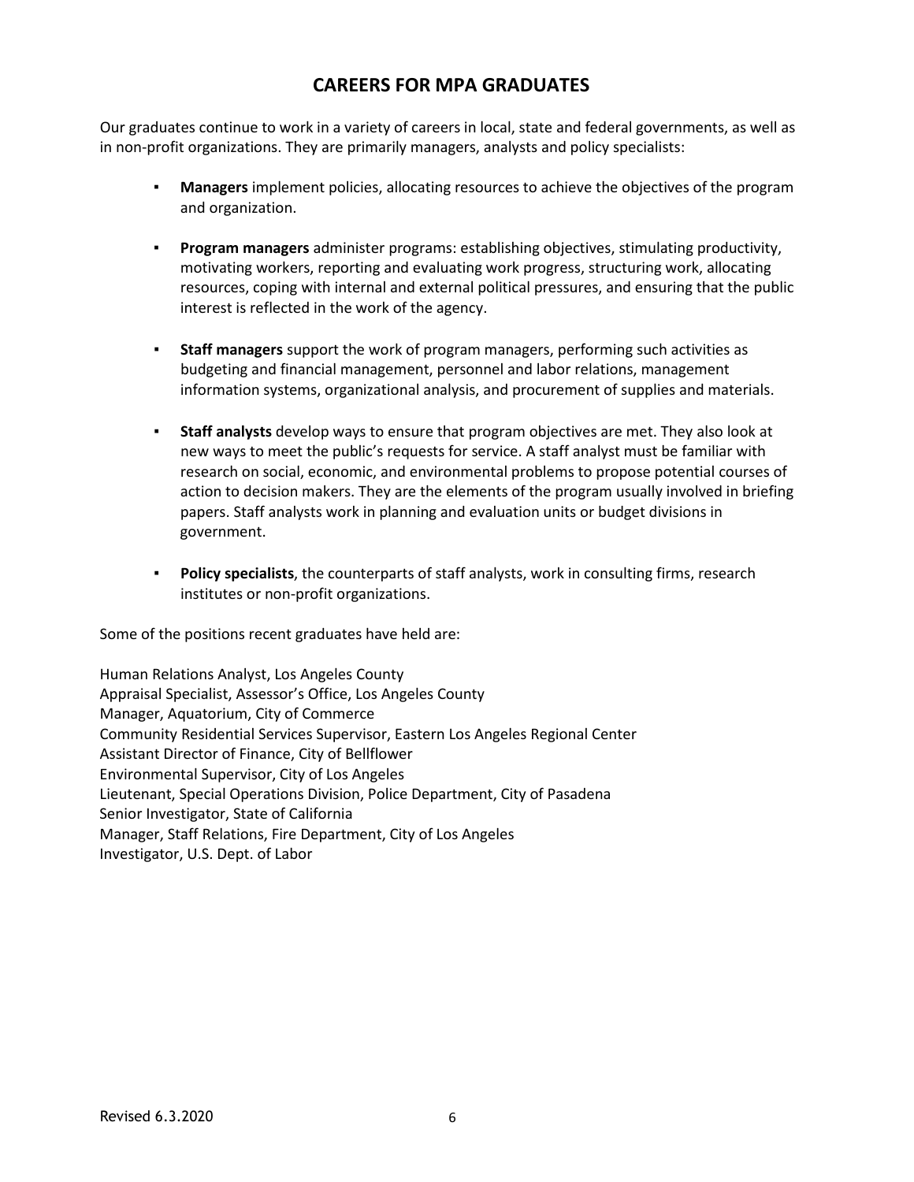# CAREERS FOR MPA GRADUATES

Our graduates continue to work in a variety of careers in local, state and federal governments, as well as in non-profit organizations. They are primarily managers, analysts and policy specialists:

- **Managers** implement policies, allocating resources to achieve the objectives of the program and organization.

- **Program managers** administer programs: establishing objectives, stimulating productivity, motivating workers, reporting and evaluating work progress, structuring work, allocating resources, coping with internal and external political pressures, and ensuring that the public interest is reflected in the work of the agency.

- **Staff managers** support the work of program managers, performing such activities as budgeting and financial management, personnel and labor relations, management information systems, organizational analysis, and procurement of supplies and materials.

- **Staff analysts** develop ways to ensure that program objectives are met. They also look at new ways to meet the public's requests for service. A staff analyst must be familiar with research on social, economic, and environmental problems to propose potential courses of action to decision makers. They are the elements of the program usually involved in briefing papers. Staff analysts work in planning and evaluation units or budget divisions in government.

- **Policy specialists**, the counterparts of staff analysts, work in consulting firms, research institutes or non-profit organizations.

Some of the positions recent graduates have held are:

Human Relations Analyst, Los Angeles County
Appraisal Specialist, Assessor's Office, Los Angeles County
Manager, Aquatorium, City of Commerce
Community Residential Services Supervisor, Eastern Los Angeles Regional Center
Assistant Director of Finance, City of Bellflower
Environmental Supervisor, City of Los Angeles
Lieutenant, Special Operations Division, Police Department, City of Pasadena
Senior Investigator, State of California
Manager, Staff Relations, Fire Department, City of Los Angeles
Investigator, U.S. Dept. of Labor

Revised 6.3.2020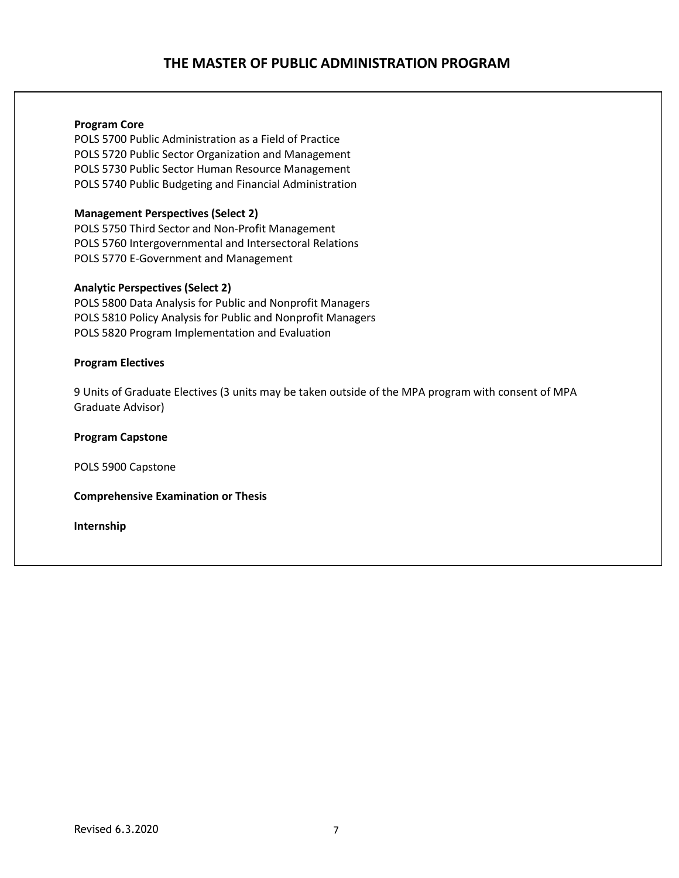# THE MASTER OF PUBLIC ADMINISTRATION PROGRAM

**Program Core**

POLS 5700 Public Administration as a Field of Practice
POLS 5720 Public Sector Organization and Management
POLS 5730 Public Sector Human Resource Management
POLS 5740 Public Budgeting and Financial Administration

**Management Perspectives (Select 2)**

POLS 5750 Third Sector and Non-Profit Management
POLS 5760 Intergovernmental and Intersectoral Relations
POLS 5770 E-Government and Management

**Analytic Perspectives (Select 2)**

POLS 5800 Data Analysis for Public and Nonprofit Managers
POLS 5810 Policy Analysis for Public and Nonprofit Managers
POLS 5820 Program Implementation and Evaluation

**Program Electives**

9 Units of Graduate Electives (3 units may be taken outside of the MPA program with consent of MPA Graduate Advisor)

**Program Capstone**

POLS 5900 Capstone

**Comprehensive Examination or Thesis**

**Internship**

Revised 6.3.2020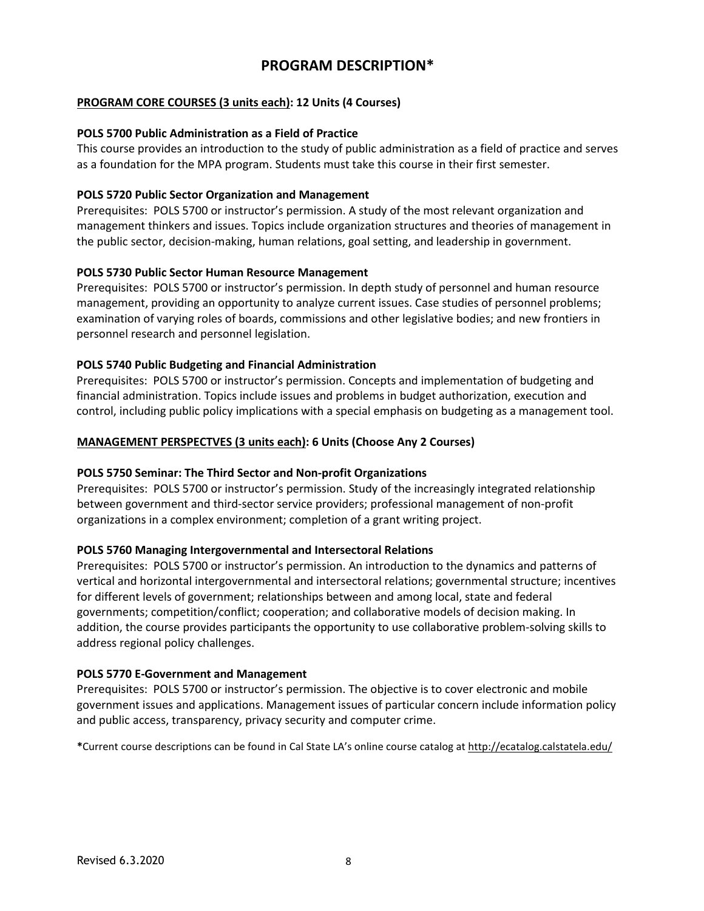# PROGRAM DESCRIPTION*

**PROGRAM CORE COURSES (3 units each): 12 Units (4 Courses)**

**POLS 5700 Public Administration as a Field of Practice**

This course provides an introduction to the study of public administration as a field of practice and serves as a foundation for the MPA program. Students must take this course in their first semester.

**POLS 5720 Public Sector Organization and Management**

Prerequisites: POLS 5700 or instructor's permission. A study of the most relevant organization and management thinkers and issues. Topics include organization structures and theories of management in the public sector, decision-making, human relations, goal setting, and leadership in government.

**POLS 5730 Public Sector Human Resource Management**

Prerequisites: POLS 5700 or instructor's permission. In depth study of personnel and human resource management, providing an opportunity to analyze current issues. Case studies of personnel problems; examination of varying roles of boards, commissions and other legislative bodies; and new frontiers in personnel research and personnel legislation.

**POLS 5740 Public Budgeting and Financial Administration**

Prerequisites: POLS 5700 or instructor's permission. Concepts and implementation of budgeting and financial administration. Topics include issues and problems in budget authorization, execution and control, including public policy implications with a special emphasis on budgeting as a management tool.

**MANAGEMENT PERSPECTVES (3 units each): 6 Units (Choose Any 2 Courses)**

**POLS 5750 Seminar: The Third Sector and Non-profit Organizations**

Prerequisites: POLS 5700 or instructor's permission. Study of the increasingly integrated relationship between government and third-sector service providers; professional management of non-profit organizations in a complex environment; completion of a grant writing project.

**POLS 5760 Managing Intergovernmental and Intersectoral Relations**

Prerequisites: POLS 5700 or instructor's permission. An introduction to the dynamics and patterns of vertical and horizontal intergovernmental and intersectoral relations; governmental structure; incentives for different levels of government; relationships between and among local, state and federal governments; competition/conflict; cooperation; and collaborative models of decision making. In addition, the course provides participants the opportunity to use collaborative problem-solving skills to address regional policy challenges.

**POLS 5770 E-Government and Management**

Prerequisites: POLS 5700 or instructor's permission. The objective is to cover electronic and mobile government issues and applications. Management issues of particular concern include information policy and public access, transparency, privacy security and computer crime.

*Current course descriptions can be found in Cal State LA's online course catalog at http://ecatalog.calstatela.edu/

Revised 6.3.2020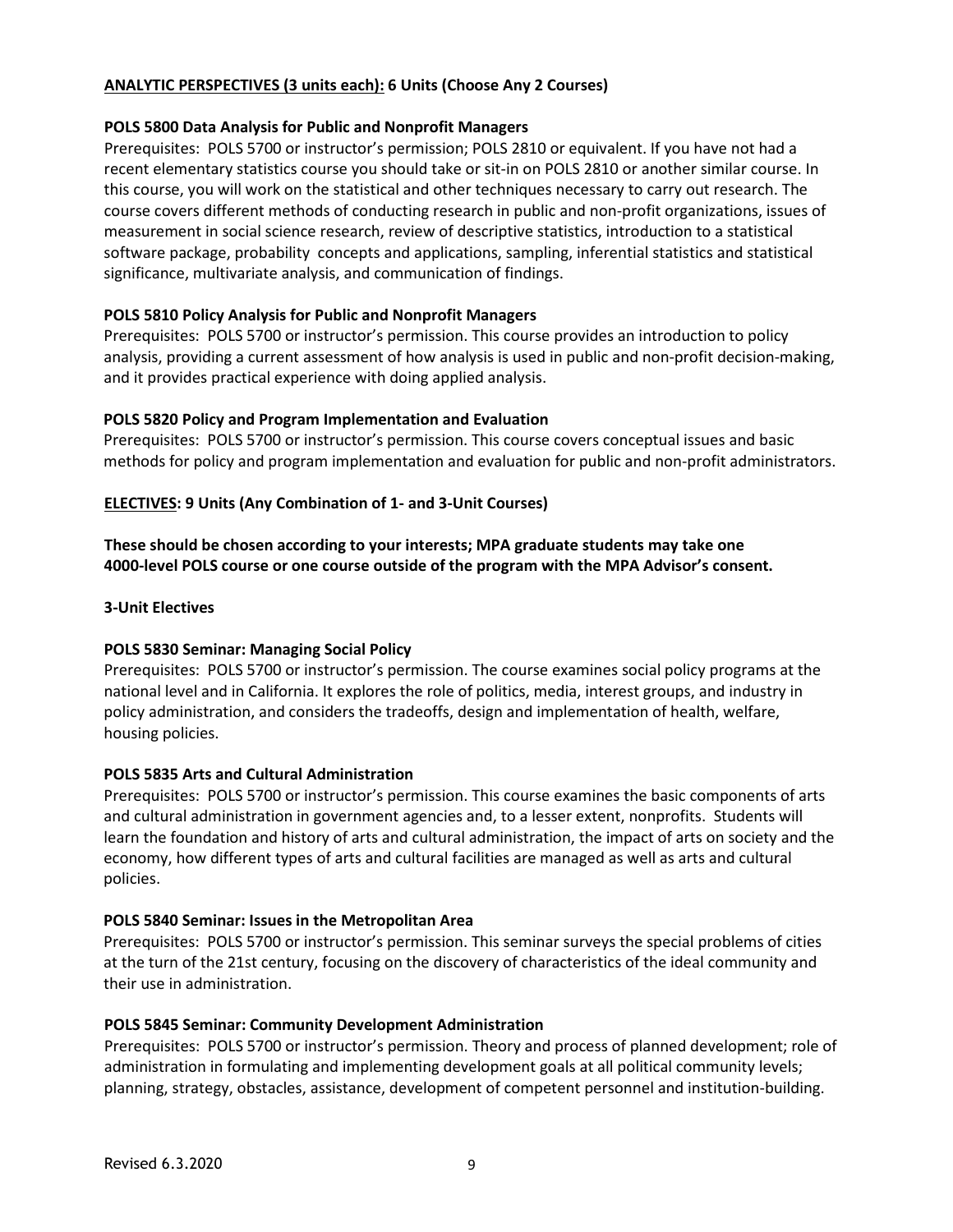**ANALYTIC PERSPECTIVES (3 units each): 6 Units (Choose Any 2 Courses)**

**POLS 5800 Data Analysis for Public and Nonprofit Managers**

Prerequisites: POLS 5700 or instructor's permission; POLS 2810 or equivalent. If you have not had a recent elementary statistics course you should take or sit-in on POLS 2810 or another similar course. In this course, you will work on the statistical and other techniques necessary to carry out research. The course covers different methods of conducting research in public and non-profit organizations, issues of measurement in social science research, review of descriptive statistics, introduction to a statistical software package, probability concepts and applications, sampling, inferential statistics and statistical significance, multivariate analysis, and communication of findings.

**POLS 5810 Policy Analysis for Public and Nonprofit Managers**

Prerequisites: POLS 5700 or instructor's permission. This course provides an introduction to policy analysis, providing a current assessment of how analysis is used in public and non-profit decision-making, and it provides practical experience with doing applied analysis.

**POLS 5820 Policy and Program Implementation and Evaluation**

Prerequisites: POLS 5700 or instructor's permission. This course covers conceptual issues and basic methods for policy and program implementation and evaluation for public and non-profit administrators.

**ELECTIVES: 9 Units (Any Combination of 1- and 3-Unit Courses)**

**These should be chosen according to your interests; MPA graduate students may take one 4000-level POLS course or one course outside of the program with the MPA Advisor's consent.**

**3-Unit Electives**

**POLS 5830 Seminar: Managing Social Policy**

Prerequisites: POLS 5700 or instructor's permission. The course examines social policy programs at the national level and in California. It explores the role of politics, media, interest groups, and industry in policy administration, and considers the tradeoffs, design and implementation of health, welfare, housing policies.

**POLS 5835 Arts and Cultural Administration**

Prerequisites: POLS 5700 or instructor's permission. This course examines the basic components of arts and cultural administration in government agencies and, to a lesser extent, nonprofits. Students will learn the foundation and history of arts and cultural administration, the impact of arts on society and the economy, how different types of arts and cultural facilities are managed as well as arts and cultural policies.

**POLS 5840 Seminar: Issues in the Metropolitan Area**

Prerequisites: POLS 5700 or instructor's permission. This seminar surveys the special problems of cities at the turn of the 21st century, focusing on the discovery of characteristics of the ideal community and their use in administration.

**POLS 5845 Seminar: Community Development Administration**

Prerequisites: POLS 5700 or instructor's permission. Theory and process of planned development; role of administration in formulating and implementing development goals at all political community levels; planning, strategy, obstacles, assistance, development of competent personnel and institution-building.

Revised 6.3.2020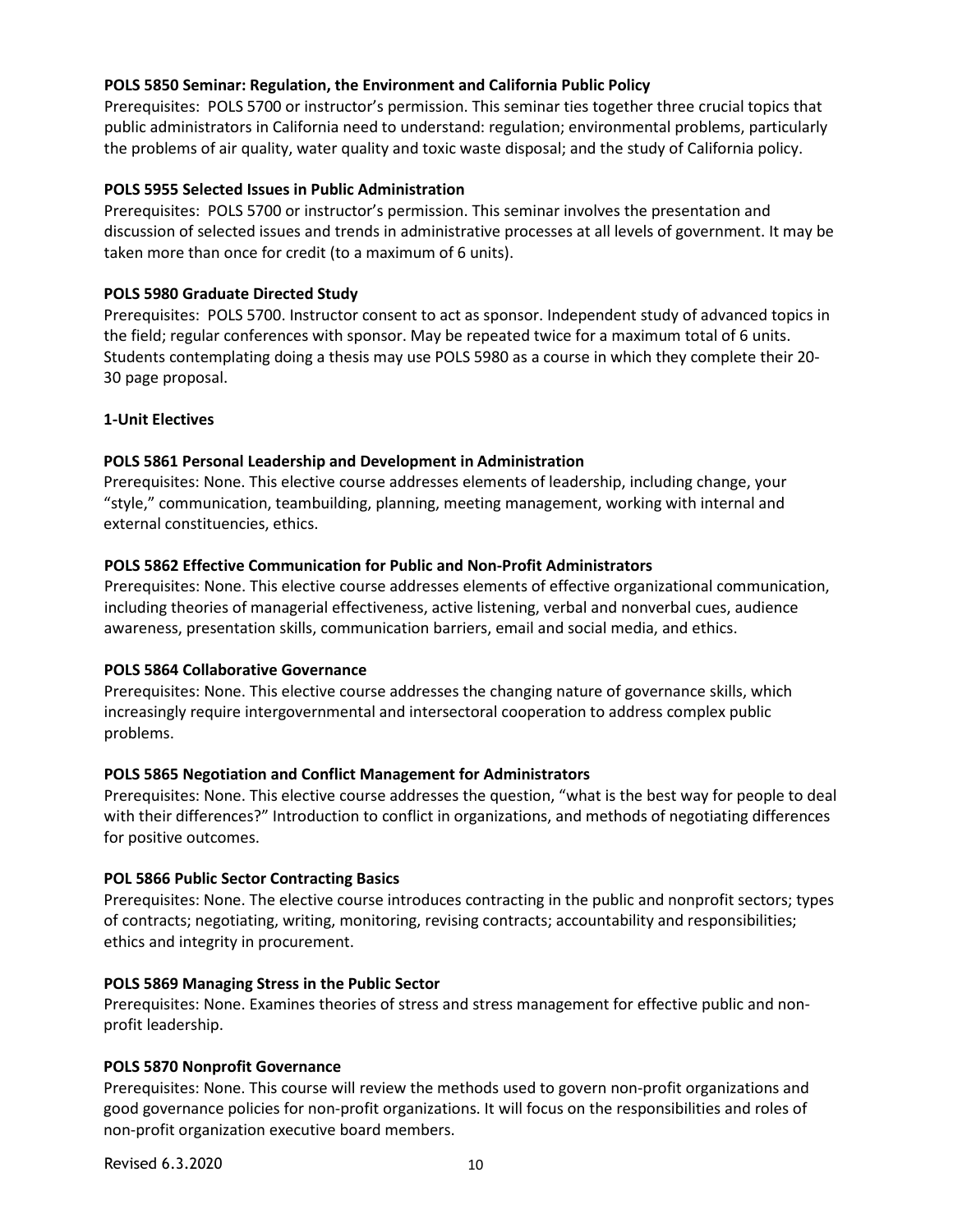**POLS 5850 Seminar: Regulation, the Environment and California Public Policy**

Prerequisites: POLS 5700 or instructor's permission. This seminar ties together three crucial topics that public administrators in California need to understand: regulation; environmental problems, particularly the problems of air quality, water quality and toxic waste disposal; and the study of California policy.

**POLS 5955 Selected Issues in Public Administration**

Prerequisites: POLS 5700 or instructor's permission. This seminar involves the presentation and discussion of selected issues and trends in administrative processes at all levels of government. It may be taken more than once for credit (to a maximum of 6 units).

**POLS 5980 Graduate Directed Study**

Prerequisites: POLS 5700. Instructor consent to act as sponsor. Independent study of advanced topics in the field; regular conferences with sponsor. May be repeated twice for a maximum total of 6 units. Students contemplating doing a thesis may use POLS 5980 as a course in which they complete their 20-30 page proposal.

**1-Unit Electives**

**POLS 5861 Personal Leadership and Development in Administration**

Prerequisites: None. This elective course addresses elements of leadership, including change, your "style," communication, teambuilding, planning, meeting management, working with internal and external constituencies, ethics.

**POLS 5862 Effective Communication for Public and Non-Profit Administrators**

Prerequisites: None. This elective course addresses elements of effective organizational communication, including theories of managerial effectiveness, active listening, verbal and nonverbal cues, audience awareness, presentation skills, communication barriers, email and social media, and ethics.

**POLS 5864 Collaborative Governance**

Prerequisites: None. This elective course addresses the changing nature of governance skills, which increasingly require intergovernmental and intersectoral cooperation to address complex public problems.

**POLS 5865 Negotiation and Conflict Management for Administrators**

Prerequisites: None. This elective course addresses the question, "what is the best way for people to deal with their differences?" Introduction to conflict in organizations, and methods of negotiating differences for positive outcomes.

**POL 5866 Public Sector Contracting Basics**

Prerequisites: None. The elective course introduces contracting in the public and nonprofit sectors; types of contracts; negotiating, writing, monitoring, revising contracts; accountability and responsibilities; ethics and integrity in procurement.

**POLS 5869 Managing Stress in the Public Sector**

Prerequisites: None. Examines theories of stress and stress management for effective public and non-profit leadership.

**POLS 5870 Nonprofit Governance**

Prerequisites: None. This course will review the methods used to govern non-profit organizations and good governance policies for non-profit organizations. It will focus on the responsibilities and roles of non-profit organization executive board members.

Revised 6.3.2020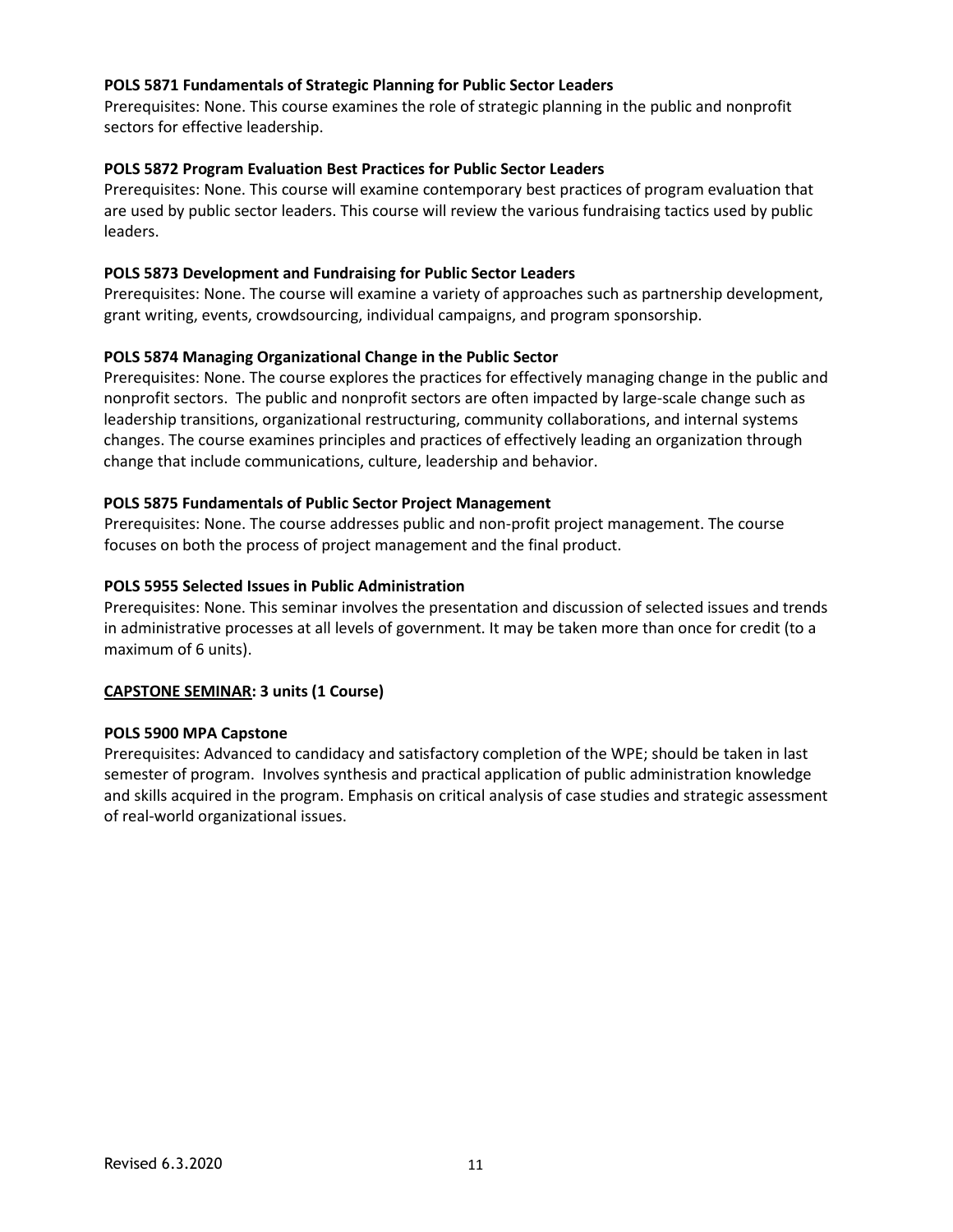**POLS 5871 Fundamentals of Strategic Planning for Public Sector Leaders**
Prerequisites: None. This course examines the role of strategic planning in the public and nonprofit sectors for effective leadership.

**POLS 5872 Program Evaluation Best Practices for Public Sector Leaders**
Prerequisites: None. This course will examine contemporary best practices of program evaluation that are used by public sector leaders. This course will review the various fundraising tactics used by public leaders.

**POLS 5873 Development and Fundraising for Public Sector Leaders**
Prerequisites: None. The course will examine a variety of approaches such as partnership development, grant writing, events, crowdsourcing, individual campaigns, and program sponsorship.

**POLS 5874 Managing Organizational Change in the Public Sector**
Prerequisites: None. The course explores the practices for effectively managing change in the public and nonprofit sectors. The public and nonprofit sectors are often impacted by large-scale change such as leadership transitions, organizational restructuring, community collaborations, and internal systems changes. The course examines principles and practices of effectively leading an organization through change that include communications, culture, leadership and behavior.

**POLS 5875 Fundamentals of Public Sector Project Management**
Prerequisites: None. The course addresses public and non-profit project management. The course focuses on both the process of project management and the final product.

**POLS 5955 Selected Issues in Public Administration**
Prerequisites: None. This seminar involves the presentation and discussion of selected issues and trends in administrative processes at all levels of government. It may be taken more than once for credit (to a maximum of 6 units).

**CAPSTONE SEMINAR: 3 units (1 Course)**

**POLS 5900 MPA Capstone**
Prerequisites: Advanced to candidacy and satisfactory completion of the WPE; should be taken in last semester of program. Involves synthesis and practical application of public administration knowledge and skills acquired in the program. Emphasis on critical analysis of case studies and strategic assessment of real-world organizational issues.

Revised 6.3.2020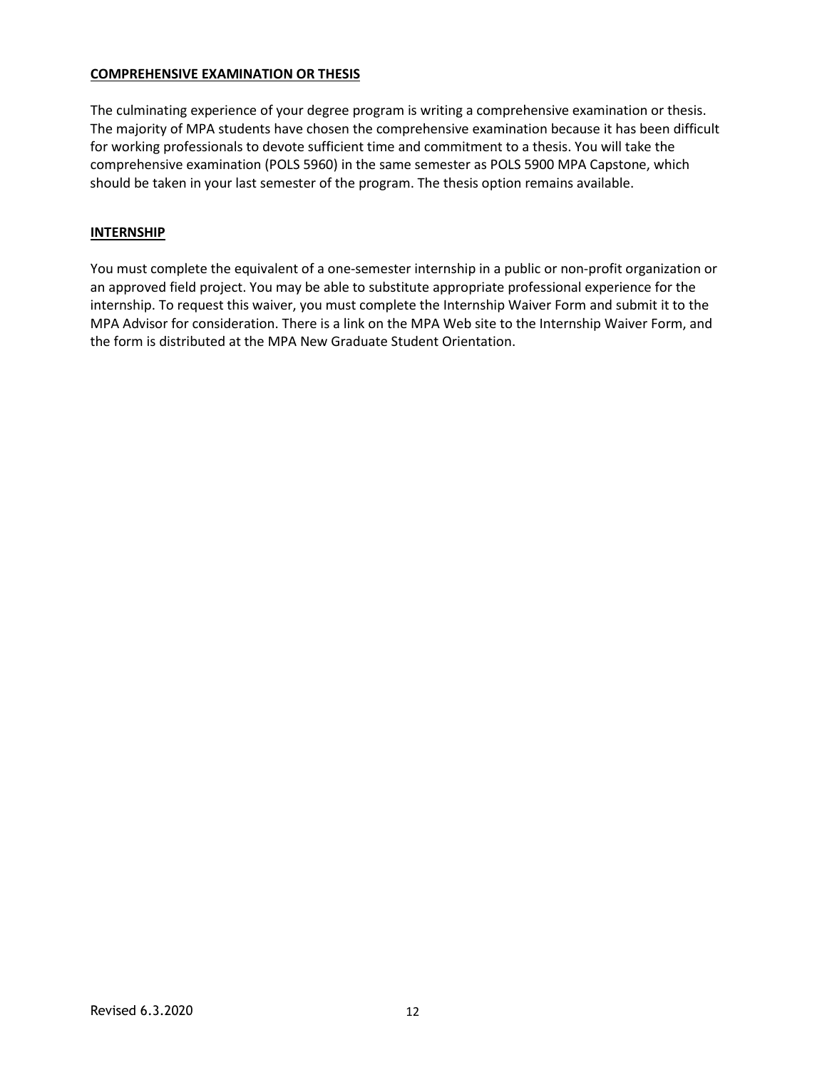## COMPREHENSIVE EXAMINATION OR THESIS

The culminating experience of your degree program is writing a comprehensive examination or thesis. The majority of MPA students have chosen the comprehensive examination because it has been difficult for working professionals to devote sufficient time and commitment to a thesis. You will take the comprehensive examination (POLS 5960) in the same semester as POLS 5900 MPA Capstone, which should be taken in your last semester of the program. The thesis option remains available.

## INTERNSHIP

You must complete the equivalent of a one-semester internship in a public or non-profit organization or an approved field project. You may be able to substitute appropriate professional experience for the internship. To request this waiver, you must complete the Internship Waiver Form and submit it to the MPA Advisor for consideration. There is a link on the MPA Web site to the Internship Waiver Form, and the form is distributed at the MPA New Graduate Student Orientation.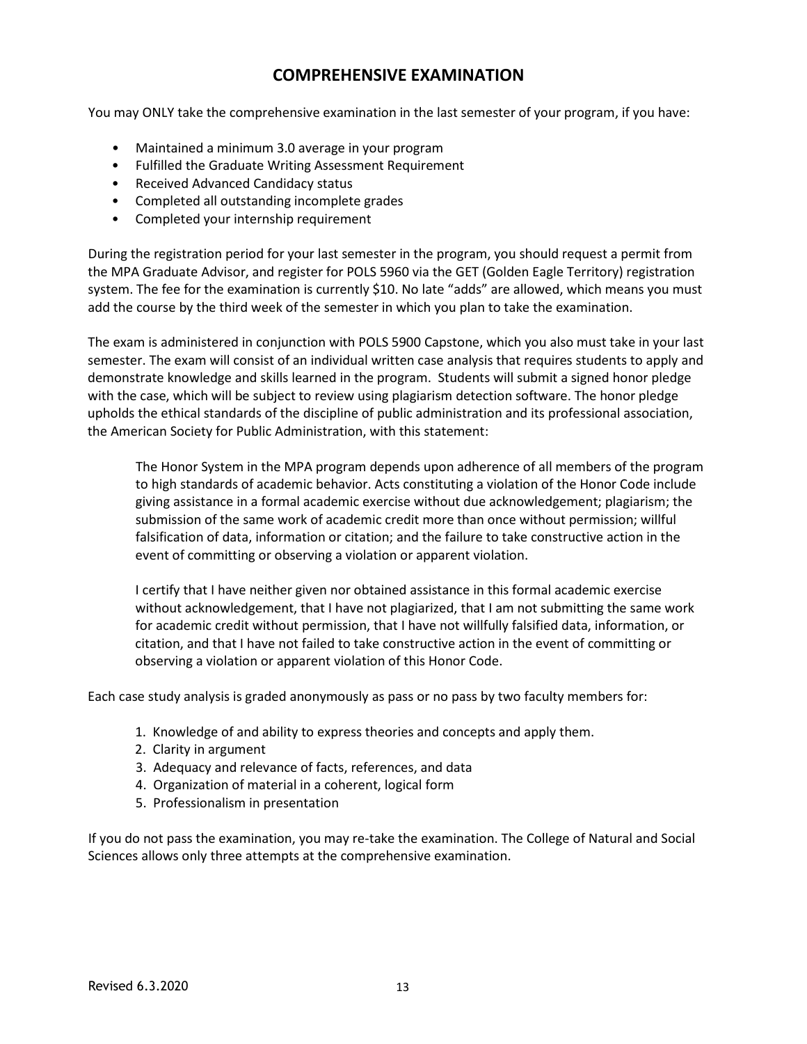# COMPREHENSIVE EXAMINATION

You may ONLY take the comprehensive examination in the last semester of your program, if you have:

- Maintained a minimum 3.0 average in your program
- Fulfilled the Graduate Writing Assessment Requirement
- Received Advanced Candidacy status
- Completed all outstanding incomplete grades
- Completed your internship requirement

During the registration period for your last semester in the program, you should request a permit from the MPA Graduate Advisor, and register for POLS 5960 via the GET (Golden Eagle Territory) registration system. The fee for the examination is currently $10. No late "adds" are allowed, which means you must add the course by the third week of the semester in which you plan to take the examination.

The exam is administered in conjunction with POLS 5900 Capstone, which you also must take in your last semester. The exam will consist of an individual written case analysis that requires students to apply and demonstrate knowledge and skills learned in the program. Students will submit a signed honor pledge with the case, which will be subject to review using plagiarism detection software. The honor pledge upholds the ethical standards of the discipline of public administration and its professional association, the American Society for Public Administration, with this statement:

> The Honor System in the MPA program depends upon adherence of all members of the program to high standards of academic behavior. Acts constituting a violation of the Honor Code include giving assistance in a formal academic exercise without due acknowledgement; plagiarism; the submission of the same work of academic credit more than once without permission; willful falsification of data, information or citation; and the failure to take constructive action in the event of committing or observing a violation or apparent violation.
>
> I certify that I have neither given nor obtained assistance in this formal academic exercise without acknowledgement, that I have not plagiarized, that I am not submitting the same work for academic credit without permission, that I have not willfully falsified data, information, or citation, and that I have not failed to take constructive action in the event of committing or observing a violation or apparent violation of this Honor Code.

Each case study analysis is graded anonymously as pass or no pass by two faculty members for:

1. Knowledge of and ability to express theories and concepts and apply them.
2. Clarity in argument
3. Adequacy and relevance of facts, references, and data
4. Organization of material in a coherent, logical form
5. Professionalism in presentation

If you do not pass the examination, you may re-take the examination. The College of Natural and Social Sciences allows only three attempts at the comprehensive examination.

Revised 6.3.2020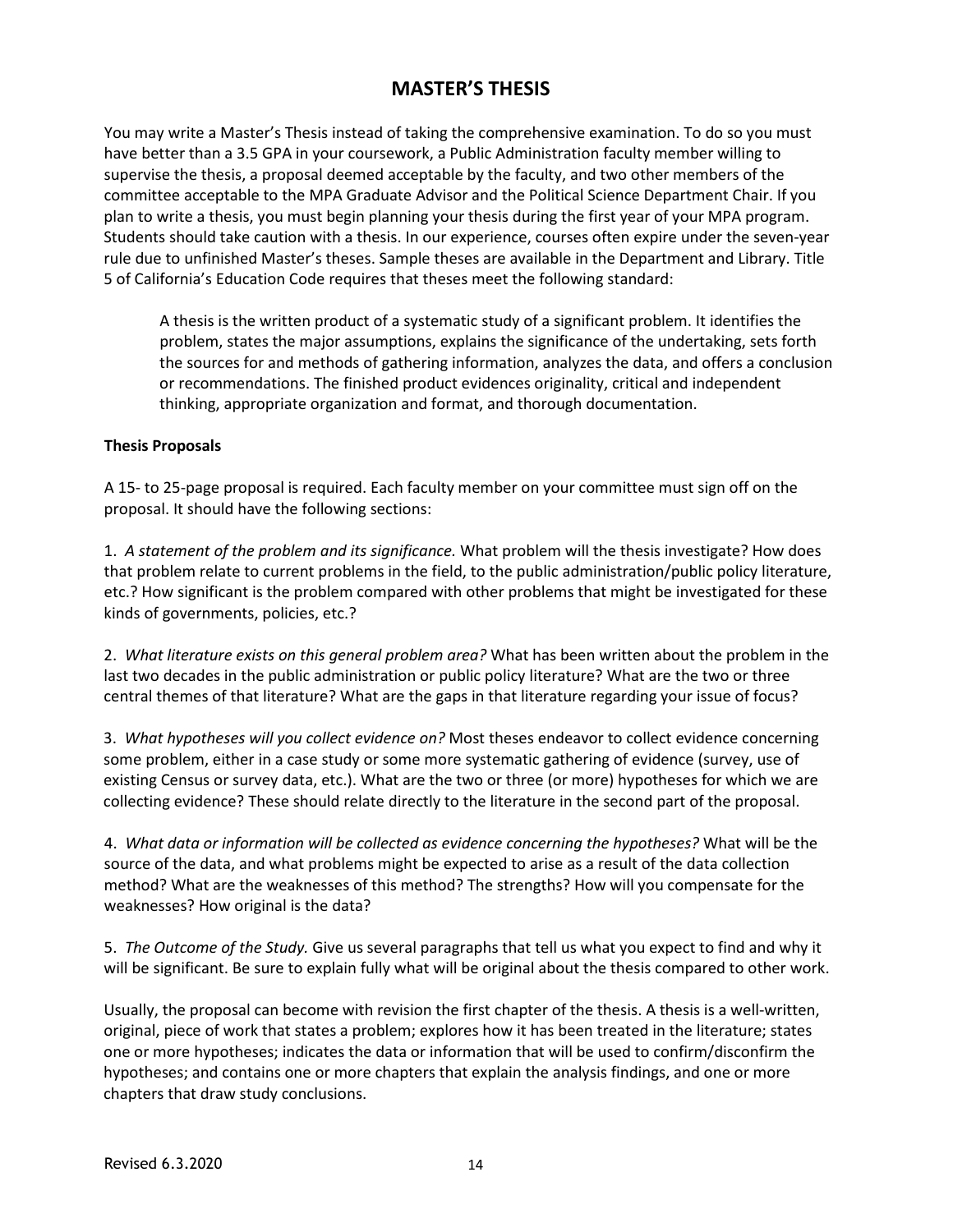# MASTER'S THESIS

You may write a Master's Thesis instead of taking the comprehensive examination. To do so you must have better than a 3.5 GPA in your coursework, a Public Administration faculty member willing to supervise the thesis, a proposal deemed acceptable by the faculty, and two other members of the committee acceptable to the MPA Graduate Advisor and the Political Science Department Chair. If you plan to write a thesis, you must begin planning your thesis during the first year of your MPA program. Students should take caution with a thesis. In our experience, courses often expire under the seven-year rule due to unfinished Master's theses. Sample theses are available in the Department and Library. Title 5 of California's Education Code requires that theses meet the following standard:

> A thesis is the written product of a systematic study of a significant problem. It identifies the problem, states the major assumptions, explains the significance of the undertaking, sets forth the sources for and methods of gathering information, analyzes the data, and offers a conclusion or recommendations. The finished product evidences originality, critical and independent thinking, appropriate organization and format, and thorough documentation.

**Thesis Proposals**

A 15- to 25-page proposal is required. Each faculty member on your committee must sign off on the proposal. It should have the following sections:

1. *A statement of the problem and its significance.* What problem will the thesis investigate? How does that problem relate to current problems in the field, to the public administration/public policy literature, etc.? How significant is the problem compared with other problems that might be investigated for these kinds of governments, policies, etc.?

2. *What literature exists on this general problem area?* What has been written about the problem in the last two decades in the public administration or public policy literature? What are the two or three central themes of that literature? What are the gaps in that literature regarding your issue of focus?

3. *What hypotheses will you collect evidence on?* Most theses endeavor to collect evidence concerning some problem, either in a case study or some more systematic gathering of evidence (survey, use of existing Census or survey data, etc.). What are the two or three (or more) hypotheses for which we are collecting evidence? These should relate directly to the literature in the second part of the proposal.

4. *What data or information will be collected as evidence concerning the hypotheses?* What will be the source of the data, and what problems might be expected to arise as a result of the data collection method? What are the weaknesses of this method? The strengths? How will you compensate for the weaknesses? How original is the data?

5. *The Outcome of the Study.* Give us several paragraphs that tell us what you expect to find and why it will be significant. Be sure to explain fully what will be original about the thesis compared to other work.

Usually, the proposal can become with revision the first chapter of the thesis. A thesis is a well-written, original, piece of work that states a problem; explores how it has been treated in the literature; states one or more hypotheses; indicates the data or information that will be used to confirm/disconfirm the hypotheses; and contains one or more chapters that explain the analysis findings, and one or more chapters that draw study conclusions.

Revised 6.3.2020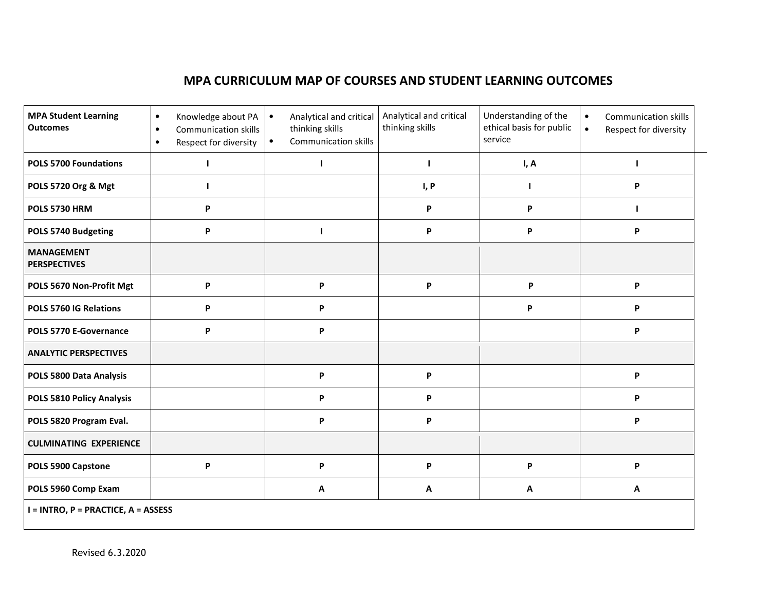## MPA CURRICULUM MAP OF COURSES AND STUDENT LEARNING OUTCOMES

| MPA Student Learning Outcomes | • Knowledge about PA<br>• Communication skills<br>• Respect for diversity | • Analytical and critical thinking skills<br>• Communication skills | Analytical and critical thinking skills | Understanding of the ethical basis for public service | • Communication skills<br>• Respect for diversity |
|---|---|---|---|---|---|
| **POLS 5700 Foundations** | I | I | I | I, A | I |
| **POLS 5720 Org & Mgt** | I | | I, P | I | P |
| **POLS 5730 HRM** | P | | P | P | I |
| **POLS 5740 Budgeting** | P | I | P | P | P |
| **MANAGEMENT PERSPECTIVES** | | | | | |
| **POLS 5670 Non-Profit Mgt** | P | P | P | P | P |
| **POLS 5760 IG Relations** | P | P | | P | P |
| **POLS 5770 E-Governance** | P | P | | | P |
| **ANALYTIC PERSPECTIVES** | | | | | |
| **POLS 5800 Data Analysis** | | P | P | | P |
| **POLS 5810 Policy Analysis** | | P | P | | P |
| **POLS 5820 Program Eval.** | | P | P | | P |
| **CULMINATING EXPERIENCE** | | | | | |
| **POLS 5900 Capstone** | P | P | P | P | P |
| **POLS 5960 Comp Exam** | | A | A | A | A |

**I = INTRO, P = PRACTICE, A = ASSESS**

Revised 6.3.2020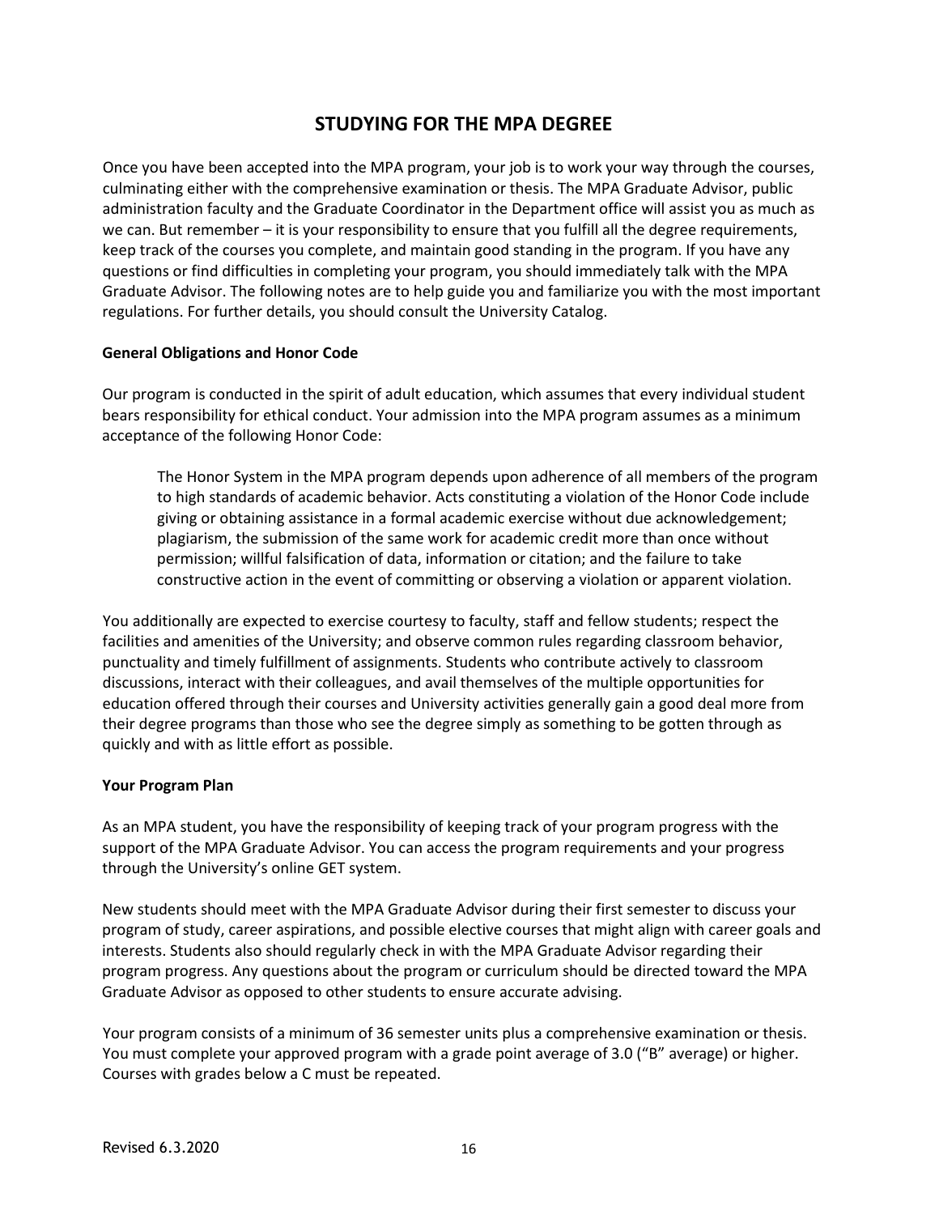# STUDYING FOR THE MPA DEGREE

Once you have been accepted into the MPA program, your job is to work your way through the courses, culminating either with the comprehensive examination or thesis. The MPA Graduate Advisor, public administration faculty and the Graduate Coordinator in the Department office will assist you as much as we can. But remember – it is your responsibility to ensure that you fulfill all the degree requirements, keep track of the courses you complete, and maintain good standing in the program. If you have any questions or find difficulties in completing your program, you should immediately talk with the MPA Graduate Advisor. The following notes are to help guide you and familiarize you with the most important regulations. For further details, you should consult the University Catalog.

**General Obligations and Honor Code**

Our program is conducted in the spirit of adult education, which assumes that every individual student bears responsibility for ethical conduct. Your admission into the MPA program assumes as a minimum acceptance of the following Honor Code:

> The Honor System in the MPA program depends upon adherence of all members of the program to high standards of academic behavior. Acts constituting a violation of the Honor Code include giving or obtaining assistance in a formal academic exercise without due acknowledgement; plagiarism, the submission of the same work for academic credit more than once without permission; willful falsification of data, information or citation; and the failure to take constructive action in the event of committing or observing a violation or apparent violation.

You additionally are expected to exercise courtesy to faculty, staff and fellow students; respect the facilities and amenities of the University; and observe common rules regarding classroom behavior, punctuality and timely fulfillment of assignments. Students who contribute actively to classroom discussions, interact with their colleagues, and avail themselves of the multiple opportunities for education offered through their courses and University activities generally gain a good deal more from their degree programs than those who see the degree simply as something to be gotten through as quickly and with as little effort as possible.

**Your Program Plan**

As an MPA student, you have the responsibility of keeping track of your program progress with the support of the MPA Graduate Advisor. You can access the program requirements and your progress through the University's online GET system.

New students should meet with the MPA Graduate Advisor during their first semester to discuss your program of study, career aspirations, and possible elective courses that might align with career goals and interests. Students also should regularly check in with the MPA Graduate Advisor regarding their program progress. Any questions about the program or curriculum should be directed toward the MPA Graduate Advisor as opposed to other students to ensure accurate advising.

Your program consists of a minimum of 36 semester units plus a comprehensive examination or thesis. You must complete your approved program with a grade point average of 3.0 ("B" average) or higher. Courses with grades below a C must be repeated.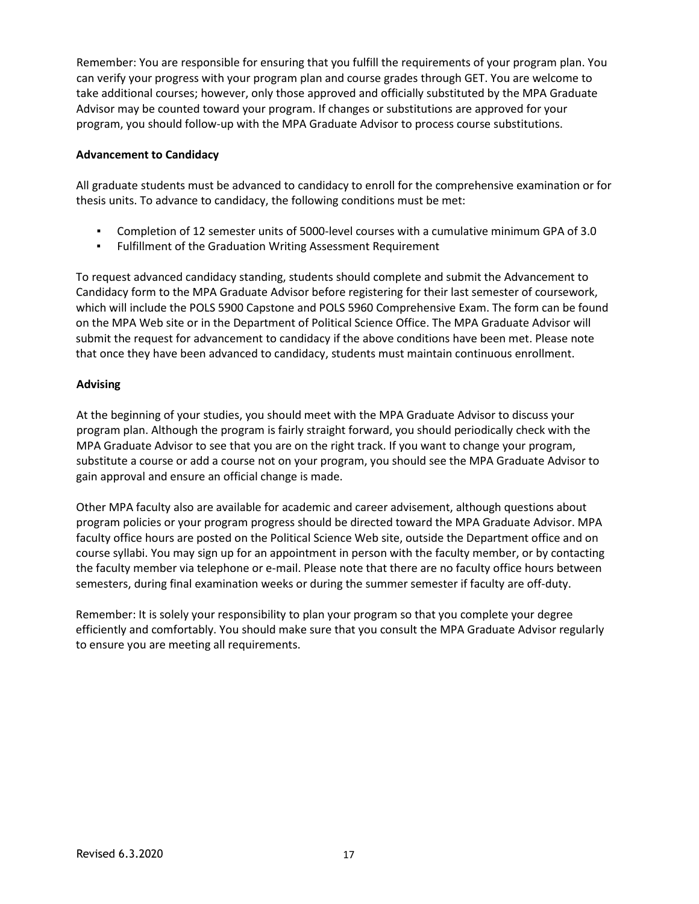Remember: You are responsible for ensuring that you fulfill the requirements of your program plan. You can verify your progress with your program plan and course grades through GET. You are welcome to take additional courses; however, only those approved and officially substituted by the MPA Graduate Advisor may be counted toward your program. If changes or substitutions are approved for your program, you should follow-up with the MPA Graduate Advisor to process course substitutions.

**Advancement to Candidacy**

All graduate students must be advanced to candidacy to enroll for the comprehensive examination or for thesis units. To advance to candidacy, the following conditions must be met:

- Completion of 12 semester units of 5000-level courses with a cumulative minimum GPA of 3.0
- Fulfillment of the Graduation Writing Assessment Requirement

To request advanced candidacy standing, students should complete and submit the Advancement to Candidacy form to the MPA Graduate Advisor before registering for their last semester of coursework, which will include the POLS 5900 Capstone and POLS 5960 Comprehensive Exam. The form can be found on the MPA Web site or in the Department of Political Science Office. The MPA Graduate Advisor will submit the request for advancement to candidacy if the above conditions have been met. Please note that once they have been advanced to candidacy, students must maintain continuous enrollment.

**Advising**

At the beginning of your studies, you should meet with the MPA Graduate Advisor to discuss your program plan. Although the program is fairly straight forward, you should periodically check with the MPA Graduate Advisor to see that you are on the right track. If you want to change your program, substitute a course or add a course not on your program, you should see the MPA Graduate Advisor to gain approval and ensure an official change is made.

Other MPA faculty also are available for academic and career advisement, although questions about program policies or your program progress should be directed toward the MPA Graduate Advisor. MPA faculty office hours are posted on the Political Science Web site, outside the Department office and on course syllabi. You may sign up for an appointment in person with the faculty member, or by contacting the faculty member via telephone or e-mail. Please note that there are no faculty office hours between semesters, during final examination weeks or during the summer semester if faculty are off-duty.

Remember: It is solely your responsibility to plan your program so that you complete your degree efficiently and comfortably. You should make sure that you consult the MPA Graduate Advisor regularly to ensure you are meeting all requirements.

Revised 6.3.2020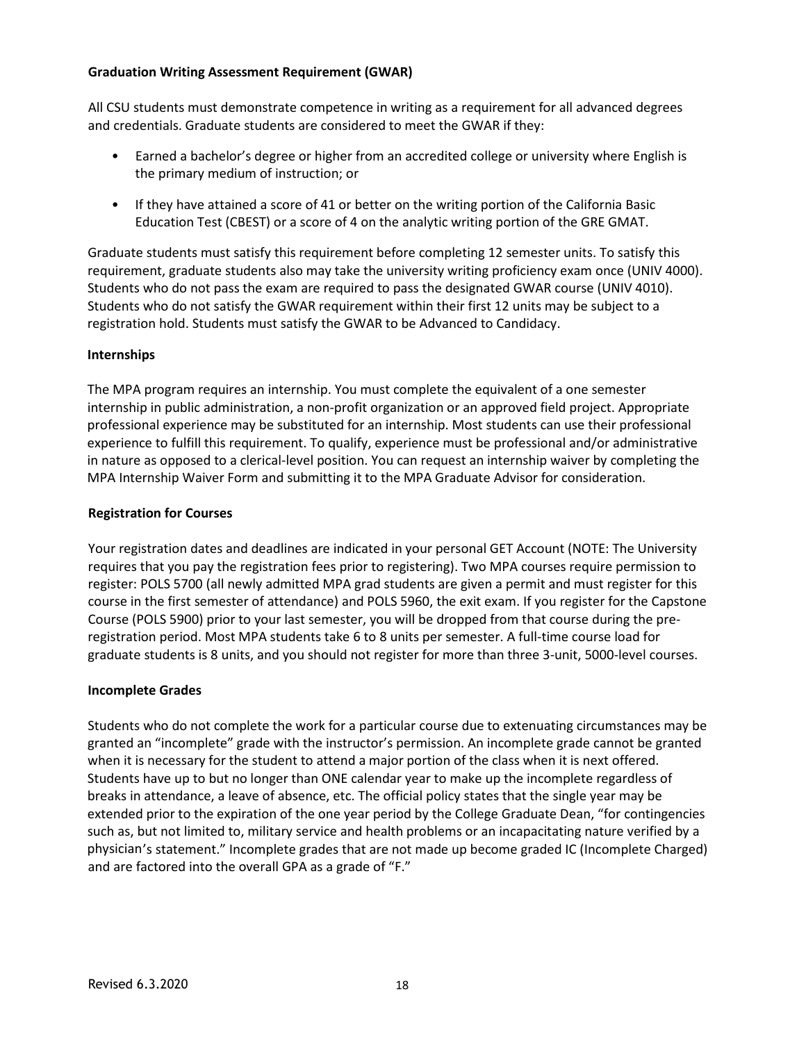**Graduation Writing Assessment Requirement (GWAR)**

All CSU students must demonstrate competence in writing as a requirement for all advanced degrees and credentials. Graduate students are considered to meet the GWAR if they:

- Earned a bachelor's degree or higher from an accredited college or university where English is the primary medium of instruction; or
- If they have attained a score of 41 or better on the writing portion of the California Basic Education Test (CBEST) or a score of 4 on the analytic writing portion of the GRE GMAT.

Graduate students must satisfy this requirement before completing 12 semester units. To satisfy this requirement, graduate students also may take the university writing proficiency exam once (UNIV 4000). Students who do not pass the exam are required to pass the designated GWAR course (UNIV 4010). Students who do not satisfy the GWAR requirement within their first 12 units may be subject to a registration hold. Students must satisfy the GWAR to be Advanced to Candidacy.

**Internships**

The MPA program requires an internship. You must complete the equivalent of a one semester internship in public administration, a non-profit organization or an approved field project. Appropriate professional experience may be substituted for an internship. Most students can use their professional experience to fulfill this requirement. To qualify, experience must be professional and/or administrative in nature as opposed to a clerical-level position. You can request an internship waiver by completing the MPA Internship Waiver Form and submitting it to the MPA Graduate Advisor for consideration.

**Registration for Courses**

Your registration dates and deadlines are indicated in your personal GET Account (NOTE: The University requires that you pay the registration fees prior to registering). Two MPA courses require permission to register: POLS 5700 (all newly admitted MPA grad students are given a permit and must register for this course in the first semester of attendance) and POLS 5960, the exit exam. If you register for the Capstone Course (POLS 5900) prior to your last semester, you will be dropped from that course during the pre-registration period. Most MPA students take 6 to 8 units per semester. A full-time course load for graduate students is 8 units, and you should not register for more than three 3-unit, 5000-level courses.

**Incomplete Grades**

Students who do not complete the work for a particular course due to extenuating circumstances may be granted an "incomplete" grade with the instructor's permission. An incomplete grade cannot be granted when it is necessary for the student to attend a major portion of the class when it is next offered. Students have up to but no longer than ONE calendar year to make up the incomplete regardless of breaks in attendance, a leave of absence, etc. The official policy states that the single year may be extended prior to the expiration of the one year period by the College Graduate Dean, "for contingencies such as, but not limited to, military service and health problems or an incapacitating nature verified by a physician's statement." Incomplete grades that are not made up become graded IC (Incomplete Charged) and are factored into the overall GPA as a grade of "F."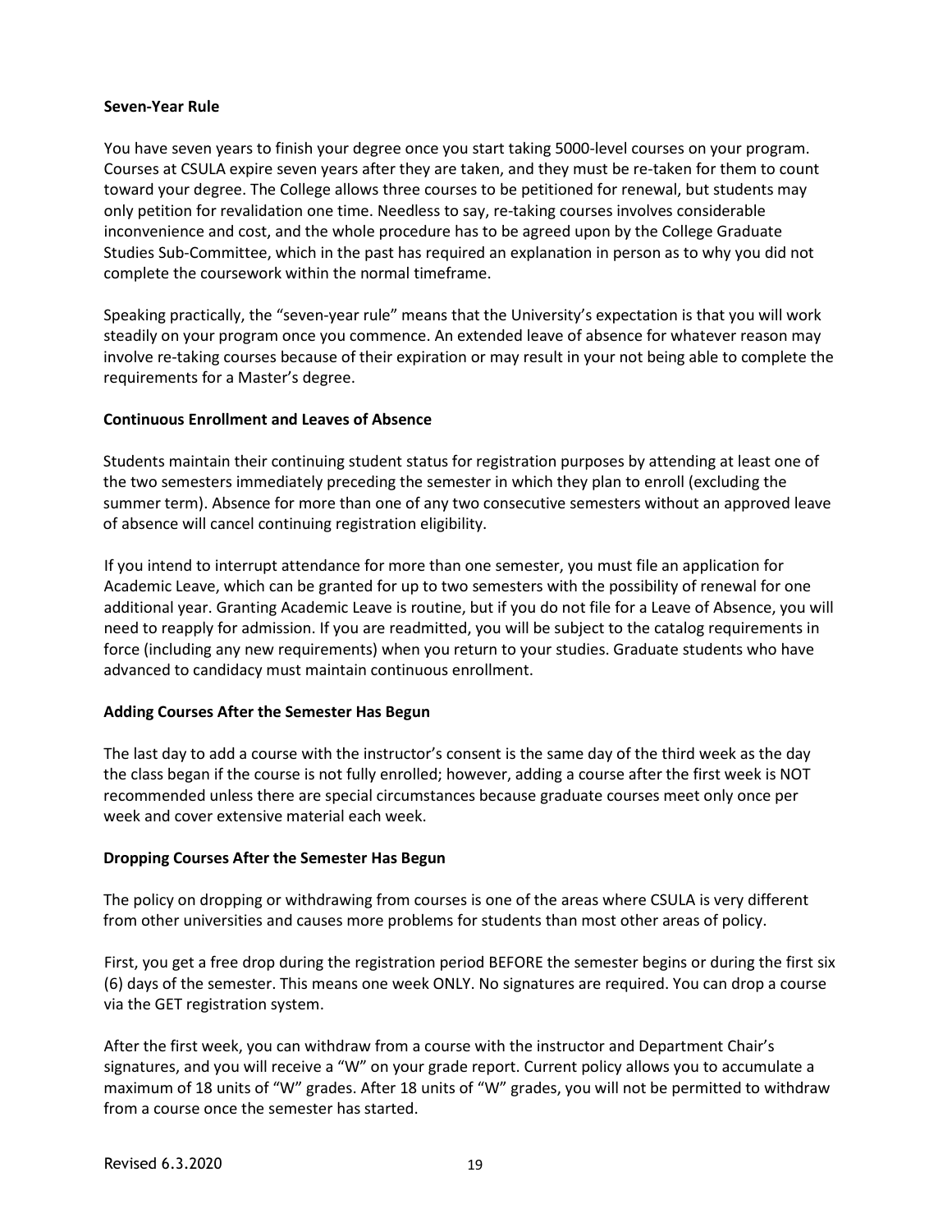**Seven-Year Rule**

You have seven years to finish your degree once you start taking 5000-level courses on your program. Courses at CSULA expire seven years after they are taken, and they must be re-taken for them to count toward your degree. The College allows three courses to be petitioned for renewal, but students may only petition for revalidation one time. Needless to say, re-taking courses involves considerable inconvenience and cost, and the whole procedure has to be agreed upon by the College Graduate Studies Sub-Committee, which in the past has required an explanation in person as to why you did not complete the coursework within the normal timeframe.

Speaking practically, the "seven-year rule" means that the University's expectation is that you will work steadily on your program once you commence. An extended leave of absence for whatever reason may involve re-taking courses because of their expiration or may result in your not being able to complete the requirements for a Master's degree.

**Continuous Enrollment and Leaves of Absence**

Students maintain their continuing student status for registration purposes by attending at least one of the two semesters immediately preceding the semester in which they plan to enroll (excluding the summer term). Absence for more than one of any two consecutive semesters without an approved leave of absence will cancel continuing registration eligibility.

If you intend to interrupt attendance for more than one semester, you must file an application for Academic Leave, which can be granted for up to two semesters with the possibility of renewal for one additional year. Granting Academic Leave is routine, but if you do not file for a Leave of Absence, you will need to reapply for admission. If you are readmitted, you will be subject to the catalog requirements in force (including any new requirements) when you return to your studies. Graduate students who have advanced to candidacy must maintain continuous enrollment.

**Adding Courses After the Semester Has Begun**

The last day to add a course with the instructor's consent is the same day of the third week as the day the class began if the course is not fully enrolled; however, adding a course after the first week is NOT recommended unless there are special circumstances because graduate courses meet only once per week and cover extensive material each week.

**Dropping Courses After the Semester Has Begun**

The policy on dropping or withdrawing from courses is one of the areas where CSULA is very different from other universities and causes more problems for students than most other areas of policy.

First, you get a free drop during the registration period BEFORE the semester begins or during the first six (6) days of the semester. This means one week ONLY. No signatures are required. You can drop a course via the GET registration system.

After the first week, you can withdraw from a course with the instructor and Department Chair's signatures, and you will receive a "W" on your grade report. Current policy allows you to accumulate a maximum of 18 units of "W" grades. After 18 units of "W" grades, you will not be permitted to withdraw from a course once the semester has started.

Revised 6.3.2020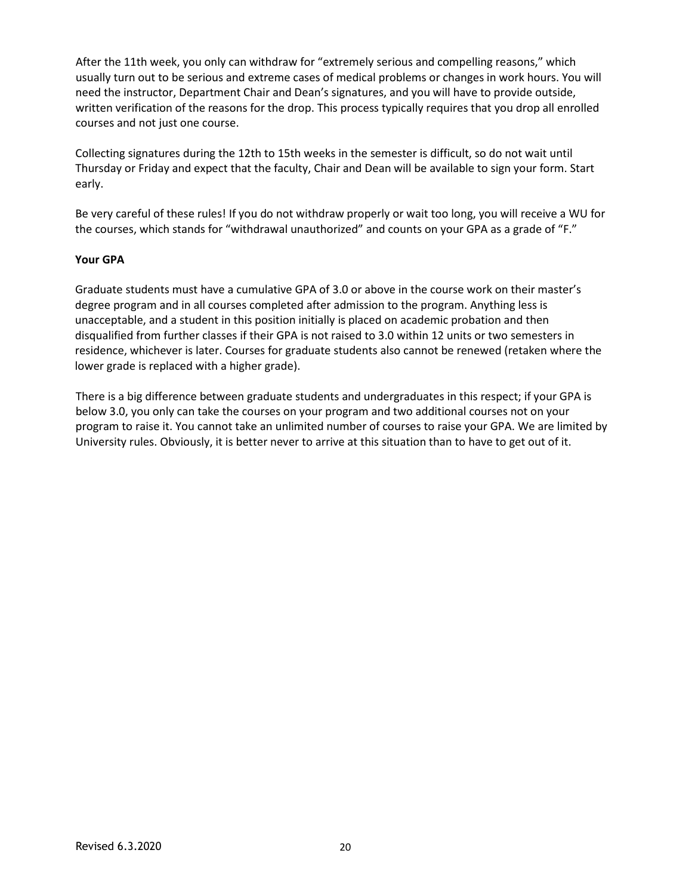After the 11th week, you only can withdraw for "extremely serious and compelling reasons," which usually turn out to be serious and extreme cases of medical problems or changes in work hours. You will need the instructor, Department Chair and Dean's signatures, and you will have to provide outside, written verification of the reasons for the drop. This process typically requires that you drop all enrolled courses and not just one course.

Collecting signatures during the 12th to 15th weeks in the semester is difficult, so do not wait until Thursday or Friday and expect that the faculty, Chair and Dean will be available to sign your form. Start early.

Be very careful of these rules! If you do not withdraw properly or wait too long, you will receive a WU for the courses, which stands for "withdrawal unauthorized" and counts on your GPA as a grade of "F."

**Your GPA**

Graduate students must have a cumulative GPA of 3.0 or above in the course work on their master's degree program and in all courses completed after admission to the program. Anything less is unacceptable, and a student in this position initially is placed on academic probation and then disqualified from further classes if their GPA is not raised to 3.0 within 12 units or two semesters in residence, whichever is later. Courses for graduate students also cannot be renewed (retaken where the lower grade is replaced with a higher grade).

There is a big difference between graduate students and undergraduates in this respect; if your GPA is below 3.0, you only can take the courses on your program and two additional courses not on your program to raise it. You cannot take an unlimited number of courses to raise your GPA. We are limited by University rules. Obviously, it is better never to arrive at this situation than to have to get out of it.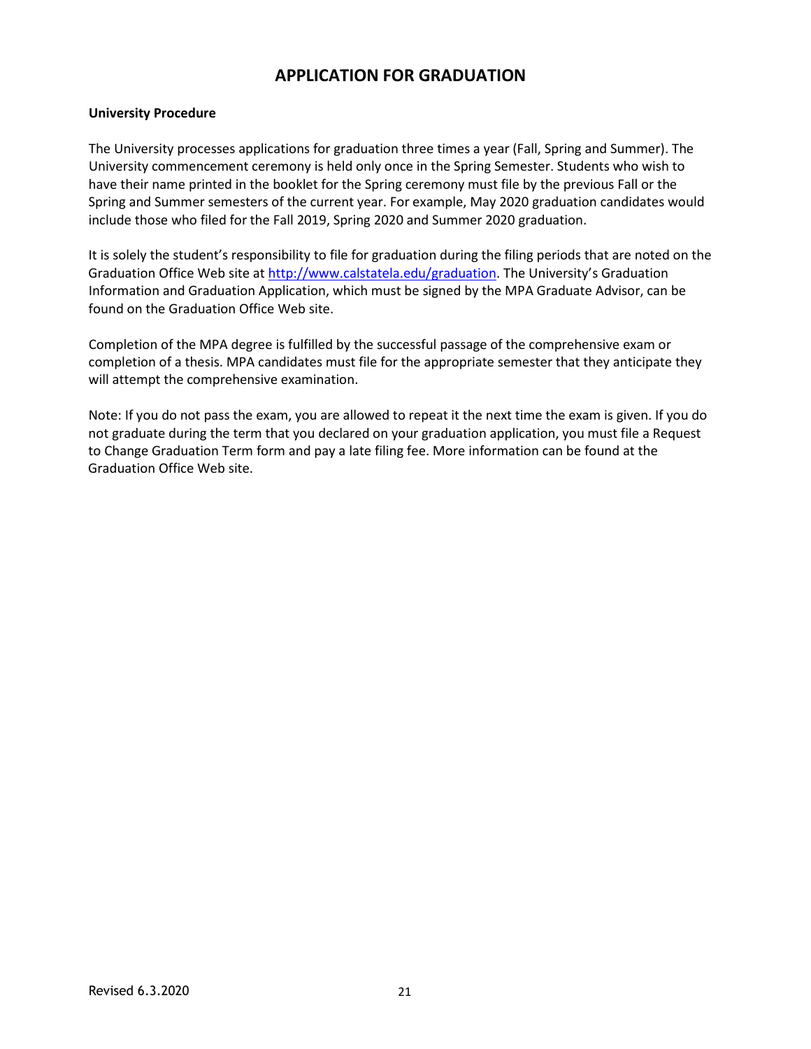# APPLICATION FOR GRADUATION

**University Procedure**

The University processes applications for graduation three times a year (Fall, Spring and Summer). The University commencement ceremony is held only once in the Spring Semester. Students who wish to have their name printed in the booklet for the Spring ceremony must file by the previous Fall or the Spring and Summer semesters of the current year. For example, May 2020 graduation candidates would include those who filed for the Fall 2019, Spring 2020 and Summer 2020 graduation.

It is solely the student's responsibility to file for graduation during the filing periods that are noted on the Graduation Office Web site at [http://www.calstatela.edu/graduation](http://www.calstatela.edu/graduation). The University's Graduation Information and Graduation Application, which must be signed by the MPA Graduate Advisor, can be found on the Graduation Office Web site.

Completion of the MPA degree is fulfilled by the successful passage of the comprehensive exam or completion of a thesis. MPA candidates must file for the appropriate semester that they anticipate they will attempt the comprehensive examination.

Note: If you do not pass the exam, you are allowed to repeat it the next time the exam is given. If you do not graduate during the term that you declared on your graduation application, you must file a Request to Change Graduation Term form and pay a late filing fee. More information can be found at the Graduation Office Web site.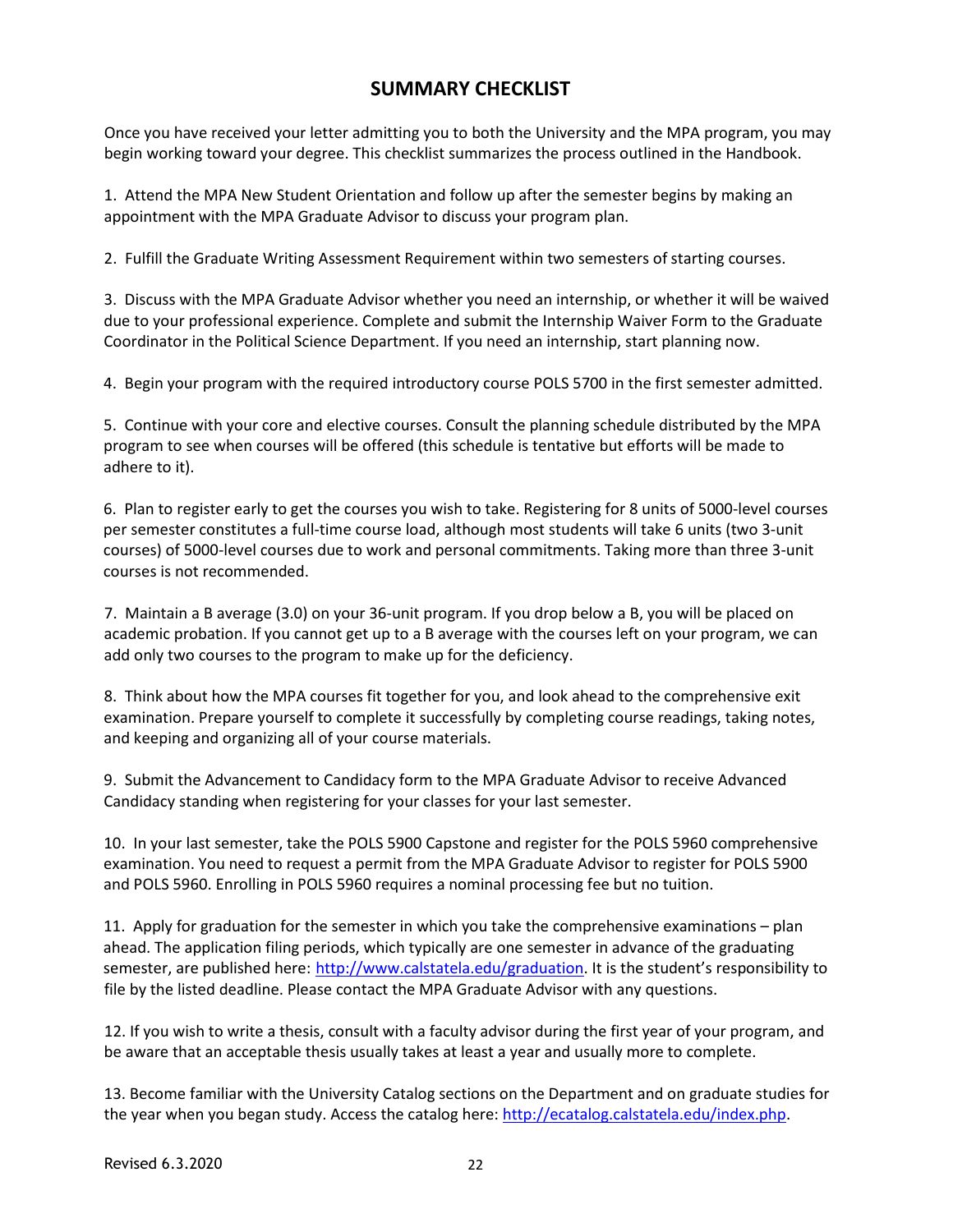## SUMMARY CHECKLIST

Once you have received your letter admitting you to both the University and the MPA program, you may begin working toward your degree. This checklist summarizes the process outlined in the Handbook.

1. Attend the MPA New Student Orientation and follow up after the semester begins by making an appointment with the MPA Graduate Advisor to discuss your program plan.

2. Fulfill the Graduate Writing Assessment Requirement within two semesters of starting courses.

3. Discuss with the MPA Graduate Advisor whether you need an internship, or whether it will be waived due to your professional experience. Complete and submit the Internship Waiver Form to the Graduate Coordinator in the Political Science Department. If you need an internship, start planning now.

4. Begin your program with the required introductory course POLS 5700 in the first semester admitted.

5. Continue with your core and elective courses. Consult the planning schedule distributed by the MPA program to see when courses will be offered (this schedule is tentative but efforts will be made to adhere to it).

6. Plan to register early to get the courses you wish to take. Registering for 8 units of 5000-level courses per semester constitutes a full-time course load, although most students will take 6 units (two 3-unit courses) of 5000-level courses due to work and personal commitments. Taking more than three 3-unit courses is not recommended.

7. Maintain a B average (3.0) on your 36-unit program. If you drop below a B, you will be placed on academic probation. If you cannot get up to a B average with the courses left on your program, we can add only two courses to the program to make up for the deficiency.

8. Think about how the MPA courses fit together for you, and look ahead to the comprehensive exit examination. Prepare yourself to complete it successfully by completing course readings, taking notes, and keeping and organizing all of your course materials.

9. Submit the Advancement to Candidacy form to the MPA Graduate Advisor to receive Advanced Candidacy standing when registering for your classes for your last semester.

10. In your last semester, take the POLS 5900 Capstone and register for the POLS 5960 comprehensive examination. You need to request a permit from the MPA Graduate Advisor to register for POLS 5900 and POLS 5960. Enrolling in POLS 5960 requires a nominal processing fee but no tuition.

11. Apply for graduation for the semester in which you take the comprehensive examinations – plan ahead. The application filing periods, which typically are one semester in advance of the graduating semester, are published here: [http://www.calstatela.edu/graduation](http://www.calstatela.edu/graduation). It is the student's responsibility to file by the listed deadline. Please contact the MPA Graduate Advisor with any questions.

12. If you wish to write a thesis, consult with a faculty advisor during the first year of your program, and be aware that an acceptable thesis usually takes at least a year and usually more to complete.

13. Become familiar with the University Catalog sections on the Department and on graduate studies for the year when you began study. Access the catalog here: [http://ecatalog.calstatela.edu/index.php](http://ecatalog.calstatela.edu/index.php).

Revised 6.3.2020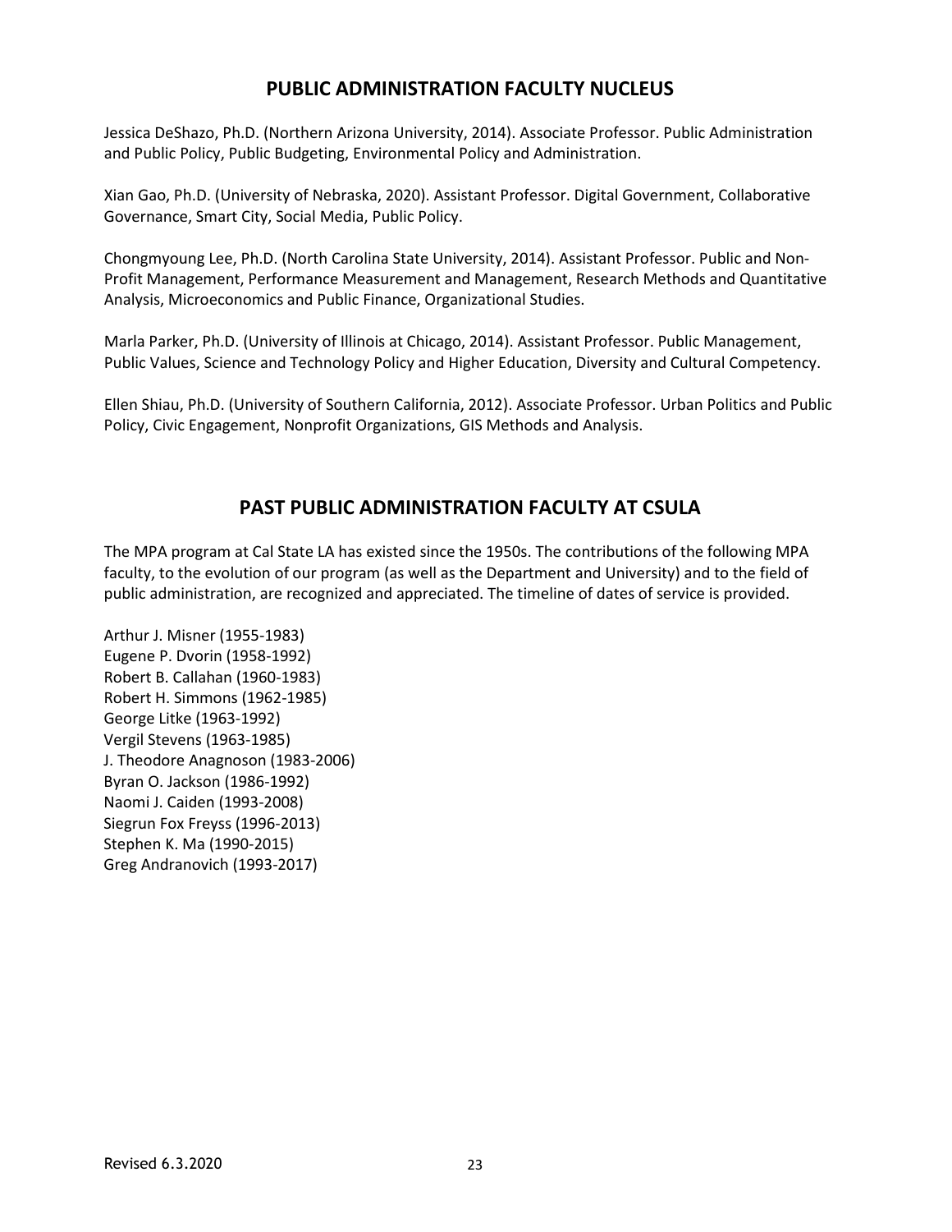## PUBLIC ADMINISTRATION FACULTY NUCLEUS

Jessica DeShazo, Ph.D. (Northern Arizona University, 2014). Associate Professor. Public Administration and Public Policy, Public Budgeting, Environmental Policy and Administration.

Xian Gao, Ph.D. (University of Nebraska, 2020). Assistant Professor. Digital Government, Collaborative Governance, Smart City, Social Media, Public Policy.

Chongmyoung Lee, Ph.D. (North Carolina State University, 2014). Assistant Professor. Public and Non-Profit Management, Performance Measurement and Management, Research Methods and Quantitative Analysis, Microeconomics and Public Finance, Organizational Studies.

Marla Parker, Ph.D. (University of Illinois at Chicago, 2014). Assistant Professor. Public Management, Public Values, Science and Technology Policy and Higher Education, Diversity and Cultural Competency.

Ellen Shiau, Ph.D. (University of Southern California, 2012). Associate Professor. Urban Politics and Public Policy, Civic Engagement, Nonprofit Organizations, GIS Methods and Analysis.

## PAST PUBLIC ADMINISTRATION FACULTY AT CSULA

The MPA program at Cal State LA has existed since the 1950s. The contributions of the following MPA faculty, to the evolution of our program (as well as the Department and University) and to the field of public administration, are recognized and appreciated. The timeline of dates of service is provided.

Arthur J. Misner (1955-1983)
Eugene P. Dvorin (1958-1992)
Robert B. Callahan (1960-1983)
Robert H. Simmons (1962-1985)
George Litke (1963-1992)
Vergil Stevens (1963-1985)
J. Theodore Anagnoson (1983-2006)
Byran O. Jackson (1986-1992)
Naomi J. Caiden (1993-2008)
Siegrun Fox Freyss (1996-2013)
Stephen K. Ma (1990-2015)
Greg Andranovich (1993-2017)

Revised 6.3.2020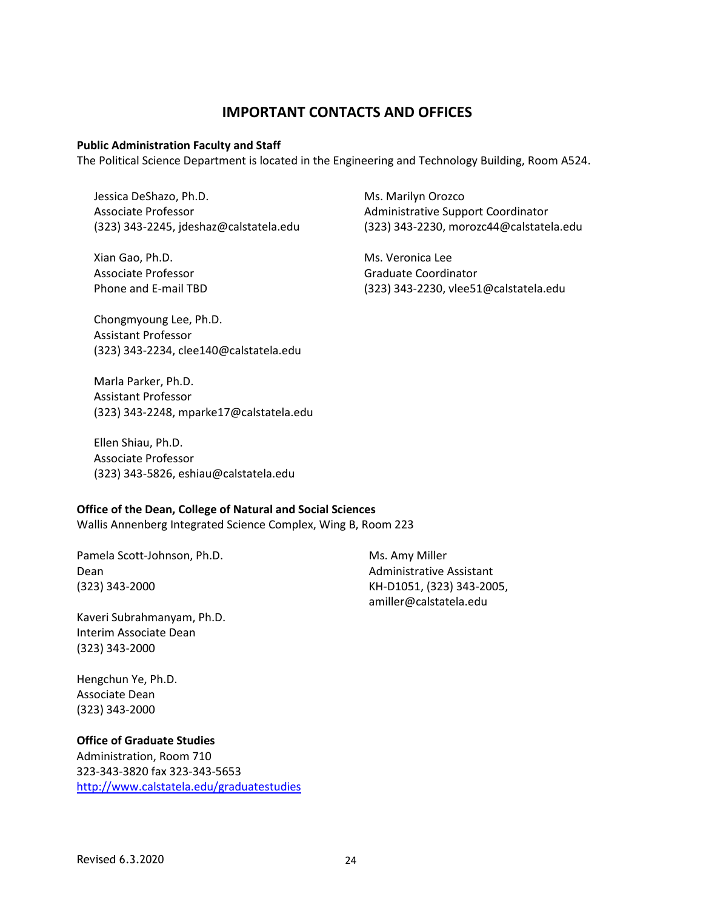# IMPORTANT CONTACTS AND OFFICES

**Public Administration Faculty and Staff**
The Political Science Department is located in the Engineering and Technology Building, Room A524.

Jessica DeShazo, Ph.D.
Associate Professor
(323) 343-2245, jdeshaz@calstatela.edu

Xian Gao, Ph.D.
Associate Professor
Phone and E-mail TBD

Chongmyoung Lee, Ph.D.
Assistant Professor
(323) 343-2234, clee140@calstatela.edu

Marla Parker, Ph.D.
Assistant Professor
(323) 343-2248, mparke17@calstatela.edu

Ellen Shiau, Ph.D.
Associate Professor
(323) 343-5826, eshiau@calstatela.edu

Ms. Marilyn Orozco
Administrative Support Coordinator
(323) 343-2230, morozc44@calstatela.edu

Ms. Veronica Lee
Graduate Coordinator
(323) 343-2230, vlee51@calstatela.edu

**Office of the Dean, College of Natural and Social Sciences**
Wallis Annenberg Integrated Science Complex, Wing B, Room 223

Pamela Scott-Johnson, Ph.D.
Dean
(323) 343-2000

Kaveri Subrahmanyam, Ph.D.
Interim Associate Dean
(323) 343-2000

Hengchun Ye, Ph.D.
Associate Dean
(323) 343-2000

Ms. Amy Miller
Administrative Assistant
KH-D1051, (323) 343-2005,
amiller@calstatela.edu

**Office of Graduate Studies**
Administration, Room 710
323-343-3820 fax 323-343-5653
[http://www.calstatela.edu/graduatestudies](http://www.calstatela.edu/graduatestudies)

Revised 6.3.2020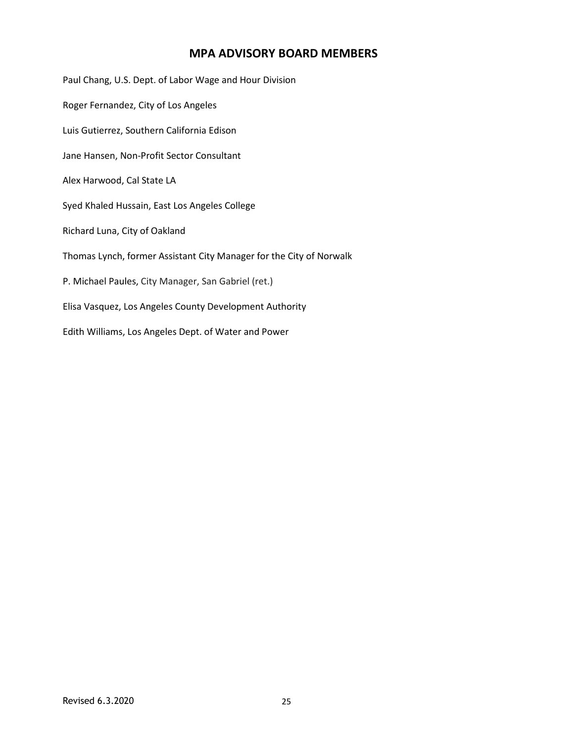## MPA ADVISORY BOARD MEMBERS

Paul Chang, U.S. Dept. of Labor Wage and Hour Division

Roger Fernandez, City of Los Angeles

Luis Gutierrez, Southern California Edison

Jane Hansen, Non-Profit Sector Consultant

Alex Harwood, Cal State LA

Syed Khaled Hussain, East Los Angeles College

Richard Luna, City of Oakland

Thomas Lynch, former Assistant City Manager for the City of Norwalk

P. Michael Paules, City Manager, San Gabriel (ret.)

Elisa Vasquez, Los Angeles County Development Authority

Edith Williams, Los Angeles Dept. of Water and Power

Revised 6.3.2020